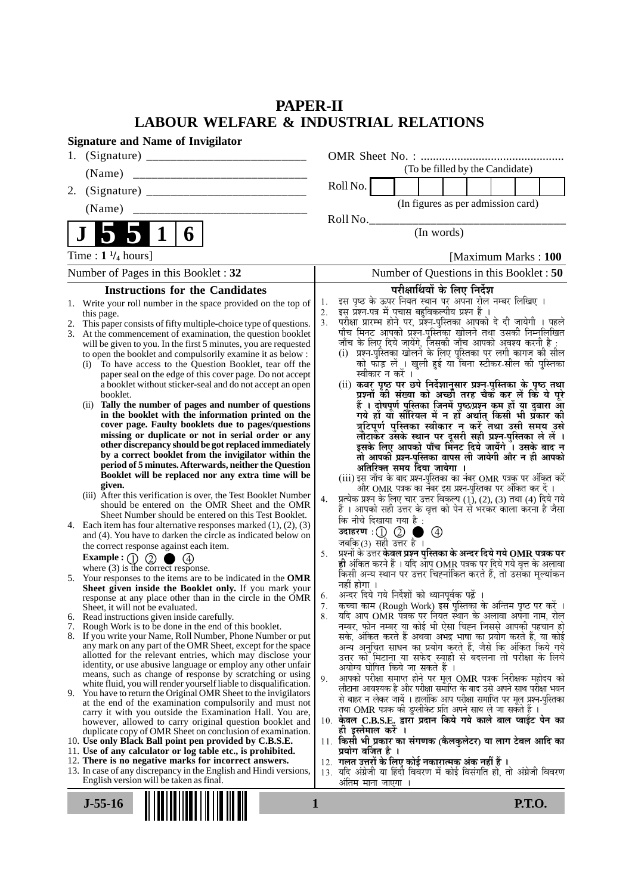# PAPER-II
## LABOUR WELFARE & INDUSTRIAL RELATIONS

**Signature and Name of Invigilator**

1. (Signature) __________________________

   (Name) ____________________________

2. (Signature) __________________________

   (Name) ____________________________

OMR Sheet No. : ...............................................

(To be filled by the Candidate)

Roll No. | | | | | | | | |

(In figures as per admission card)

Roll No.________________________________

(In words)

**J 5 5 1 6**

Time : **1 ¹/₄ hours**] [Maximum Marks : **100**

Number of Pages in this Booklet : 32

Number of Questions in this Booklet : **50**

### Instructions for the Candidates

1. Write your roll number in the space provided on the top of this page.
2. This paper consists of fifty multiple-choice type of questions.
3. At the commencement of examination, the question booklet will be given to you. In the first 5 minutes, you are requested to open the booklet and compulsorily examine it as below :
   (i) To have access to the Question Booklet, tear off the paper seal on the edge of this cover page. Do not accept a booklet without sticker-seal and do not accept an open booklet.
   (ii) **Tally the number of pages and number of questions in the booklet with the information printed on the cover page. Faulty booklets due to pages/questions missing or duplicate or not in serial order or any other discrepancy should be got replaced immediately by a correct booklet from the invigilator within the period of 5 minutes. Afterwards, neither the Question Booklet will be replaced nor any extra time will be given.**
   (iii) After this verification is over, the Test Booklet Number should be entered on the OMR Sheet and the OMR Sheet Number should be entered on this Test Booklet.
4. Each item has four alternative responses marked (1), (2), (3) and (4). You have to darken the circle as indicated below on the correct response against each item.

   **Example :** ① ② ● ④

   where (3) is the correct response.
5. Your responses to the items are to be indicated in the **OMR Sheet given inside the Booklet only.** If you mark your response at any place other than in the circle in the OMR Sheet, it will not be evaluated.
6. Read instructions given inside carefully.
7. Rough Work is to be done in the end of this booklet.
8. If you write your Name, Roll Number, Phone Number or put any mark on any part of the OMR Sheet, except for the space allotted for the relevant entries, which may disclose your identity, or use abusive language or employ any other unfair means, such as change of response by scratching or using white fluid, you will render yourself liable to disqualification.
9. You have to return the Original OMR Sheet to the invigilators at the end of the examination compulsorily and must not carry it with you outside the Examination Hall. You are, however, allowed to carry original question booklet and duplicate copy of OMR Sheet on conclusion of examination.
10. **Use only Black Ball point pen provided by C.B.S.E.**
11. **Use of any calculator or log table etc., is prohibited.**
12. **There is no negative marks for incorrect answers.**
13. In case of any discrepancy in the English and Hindi versions, English version will be taken as final.

### परीक्षार्थियों के लिए निर्देश

1. इस पृष्ठ के ऊपर नियत स्थान पर अपना रोल नम्बर लिखिए ।
2. इस प्रश्न-पत्र में पचास बहुविकल्पीय प्रश्न हैं ।
3. परीक्षा प्रारम्भ होने पर, प्रश्न-पुस्तिका आपको दे दी जायेगी । पहले पाँच मिनट आपको प्रश्न-पुस्तिका खोलने तथा उसकी निम्नलिखित जाँच के लिए दिये जायेंगे, जिसकी जाँच आपको अवश्य करनी है :
   (i) प्रश्न-पुस्तिका खोलने के लिए पुस्तिका पर लगी कागज की सील को फाड़ लें । खुली हुई या बिना स्टीकर-सील की पुस्तिका स्वीकार न करें ।
   (ii) **कवर पृष्ठ पर छपे निर्देशानुसार प्रश्न-पुस्तिका के पृष्ठ तथा प्रश्नों की संख्या को अच्छी तरह चैक कर लें कि ये पूरे हैं । दोषपूर्ण पुस्तिका जिनमें पृष्ठ/प्रश्न कम हों या दुबारा आ गये हों या सीरियल में न हों अर्थात् किसी भी प्रकार की त्रुटिपूर्ण पुस्तिका स्वीकार न करें तथा उसी समय उसे लौटाकर उसके स्थान पर दूसरी सही प्रश्न-पुस्तिका ले लें । इसके लिए आपको पाँच मिनट दिये जायेंगे । उसके बाद न तो आपकी प्रश्न-पुस्तिका वापस ली जायेगी और न ही आपको अतिरिक्त समय दिया जायेगा ।**
   (iii) इस जाँच के बाद प्रश्न-पुस्तिका का नंबर OMR पत्रक पर अंकित करें और OMR पत्रक का नंबर इस प्रश्न-पुस्तिका पर अंकित कर दें ।
4. प्रत्येक प्रश्न के लिए चार उत्तर विकल्प (1), (2), (3) तथा (4) दिये गये हैं । आपको सही उत्तर के वृत्त को पेन से भरकर काला करना है जैसा कि नीचे दिखाया गया है :

   **उदाहरण :** ① ② ● ④

   जबकि (3) सही उत्तर है ।
5. प्रश्नों के उत्तर **केवल प्रश्न पुस्तिका के अन्दर दिये गये OMR पत्रक पर ही** अंकित करने हैं । यदि आप OMR पत्रक पर दिये गये वृत्त के अलावा किसी अन्य स्थान पर उत्तर चिह्नांकित करते हैं, तो उसका मूल्यांकन नहीं होगा ।
6. अन्दर दिये गये निर्देशों को ध्यानपूर्वक पढ़ें ।
7. कच्चा काम (Rough Work) इस पुस्तिका के अन्तिम पृष्ठ पर करें ।
8. यदि आप OMR पत्रक पर नियत स्थान के अलावा अपना नाम, रोल नम्बर, फोन नम्बर या कोई भी ऐसा चिह्न जिससे आपकी पहचान हो सके, अंकित करते हैं अथवा अभद्र भाषा का प्रयोग करते हैं, या कोई अन्य अनुचित साधन का प्रयोग करते हैं, जैसे कि अंकित किये गये उत्तर को मिटाना या सफेद स्याही से बदलना तो परीक्षा के लिये अयोग्य घोषित किये जा सकते हैं ।
9. आपको परीक्षा समाप्त होने पर मूल OMR पत्रक निरीक्षक महोदय को लौटाना आवश्यक है और परीक्षा समाप्ति के बाद उसे अपने साथ परीक्षा भवन से बाहर न लेकर जायें । हालांकि आप परीक्षा समाप्ति पर मूल प्रश्न-पुस्तिका तथा OMR पत्रक की डुप्लीकेट प्रति अपने साथ ले जा सकते हैं ।
10. **केवल C.B.S.E. द्वारा प्रदान किये गये काले बाल प्वाईंट पेन का ही इस्तेमाल करें ।**
11. **किसी भी प्रकार का संगणक (कैलकुलेटर) या लाग टेबल आदि का प्रयोग वर्जित है ।**
12. **गलत उत्तरों के लिए कोई नकारात्मक अंक नहीं हैं ।**
13. यदि अंग्रेजी या हिंदी विवरण में कोई विसंगति हो, तो अंग्रेजी विवरण अंतिम माना जाएगा ।

**J-55-16** **P.T.O.**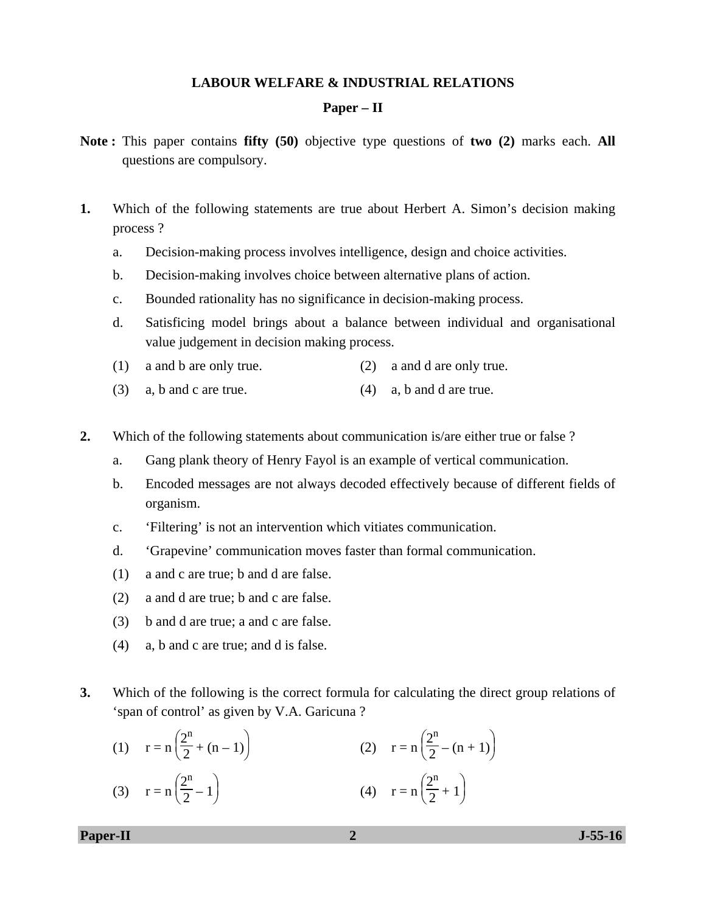# LABOUR WELFARE & INDUSTRIAL RELATIONS

## Paper – II

**Note :** This paper contains **fifty (50)** objective type questions of **two (2)** marks each. **All** questions are compulsory.

**1.** Which of the following statements are true about Herbert A. Simon's decision making process ?

a. Decision-making process involves intelligence, design and choice activities.

b. Decision-making involves choice between alternative plans of action.

c. Bounded rationality has no significance in decision-making process.

d. Satisficing model brings about a balance between individual and organisational value judgement in decision making process.

(1) a and b are only true. (2) a and d are only true.

(3) a, b and c are true. (4) a, b and d are true.

**2.** Which of the following statements about communication is/are either true or false ?

a. Gang plank theory of Henry Fayol is an example of vertical communication.

b. Encoded messages are not always decoded effectively because of different fields of organism.

c. 'Filtering' is not an intervention which vitiates communication.

d. 'Grapevine' communication moves faster than formal communication.

(1) a and c are true; b and d are false.

(2) a and d are true; b and c are false.

(3) b and d are true; a and c are false.

(4) a, b and c are true; and d is false.

**3.** Which of the following is the correct formula for calculating the direct group relations of 'span of control' as given by V.A. Garicuna ?

(1) $r = n\left(\frac{2^n}{2} + (n - 1)\right)$ (2) $r = n\left(\frac{2^n}{2} - (n + 1)\right)$

(3) $r = n\left(\frac{2^n}{2} - 1\right)$ (4) $r = n\left(\frac{2^n}{2} + 1\right)$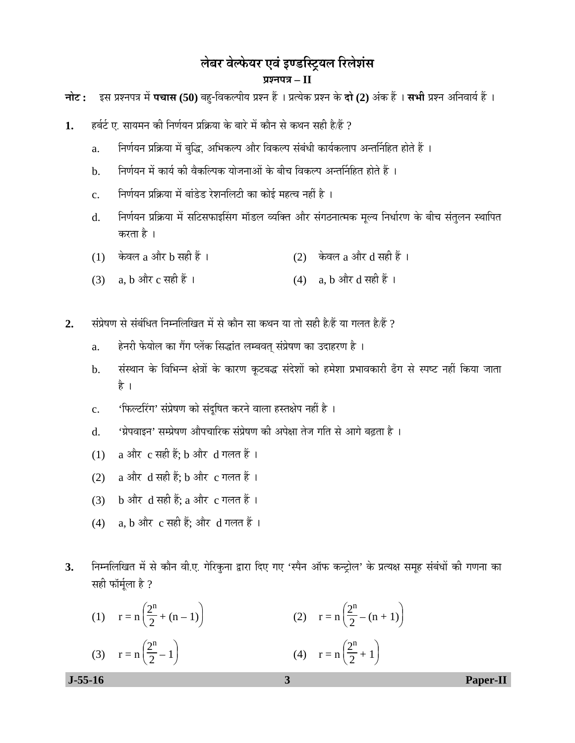# लेबर वेल्फेयर एवं इण्डस्ट्रियल रिलेशंस

## प्रश्नपत्र – II

**नोट :** इस प्रश्नपत्र में **पचास (50)** बहु-विकल्पीय प्रश्न हैं । प्रत्येक प्रश्न के **दो (2)** अंक हैं । **सभी** प्रश्न अनिवार्य हैं ।

**1.** हर्बर्ट ए. सायमन की निर्णयन प्रक्रिया के बारे में कौन से कथन सही है/हैं ?

a. निर्णयन प्रक्रिया में बुद्धि, अभिकल्प और विकल्प संबंधी कार्यकलाप अन्तर्निहित होते हैं ।

b. निर्णयन में कार्य की वैकल्पिक योजनाओं के बीच विकल्प अन्तर्निहित होते हैं ।

c. निर्णयन प्रक्रिया में बांडेड रेशनलिटी का कोई महत्व नहीं है ।

d. निर्णयन प्रक्रिया में सटिसफाइसिंग मॉडल व्यक्ति और संगठनात्मक मूल्य निर्धारण के बीच संतुलन स्थापित करता है ।

(1) केवल a और b सही हैं ।
(2) केवल a और d सही हैं ।
(3) a, b और c सही हैं ।
(4) a, b और d सही हैं ।

**2.** संप्रेषण से संबंधित निम्नलिखित में से कौन सा कथन या तो सही है/हैं या गलत है/हैं ?

a. हेनरी फेयोल का गैंग प्लेंक सिद्धांत लम्बवत् संप्रेषण का उदाहरण है ।

b. संस्थान के विभिन्न क्षेत्रों के कारण कूटबद्ध संदेशों को हमेशा प्रभावकारी ढँग से स्पष्ट नहीं किया जाता है ।

c. 'फिल्टरिंग' संप्रेषण को संदूषित करने वाला हस्तक्षेप नहीं है ।

d. 'ग्रेपवाइन' सम्प्रेषण औपचारिक संप्रेषण की अपेक्षा तेज गति से आगे बढ़ता है ।

(1) a और c सही हैं; b और d गलत हैं ।
(2) a और d सही हैं; b और c गलत हैं ।
(3) b और d सही हैं; a और c गलत हैं ।
(4) a, b और c सही हैं; और d गलत हैं ।

**3.** निम्नलिखित में से कौन वी.ए. गेरिकुना द्वारा दिए गए 'स्पैन ऑफ कन्ट्रोल' के प्रत्यक्ष समूह संबंधों की गणना का सही फॉर्मूला है ?

(1) $r = n\left(\frac{2^n}{2} + (n-1)\right)$
(2) $r = n\left(\frac{2^n}{2} - (n+1)\right)$
(3) $r = n\left(\frac{2^n}{2} - 1\right)$
(4) $r = n\left(\frac{2^n}{2} + 1\right)$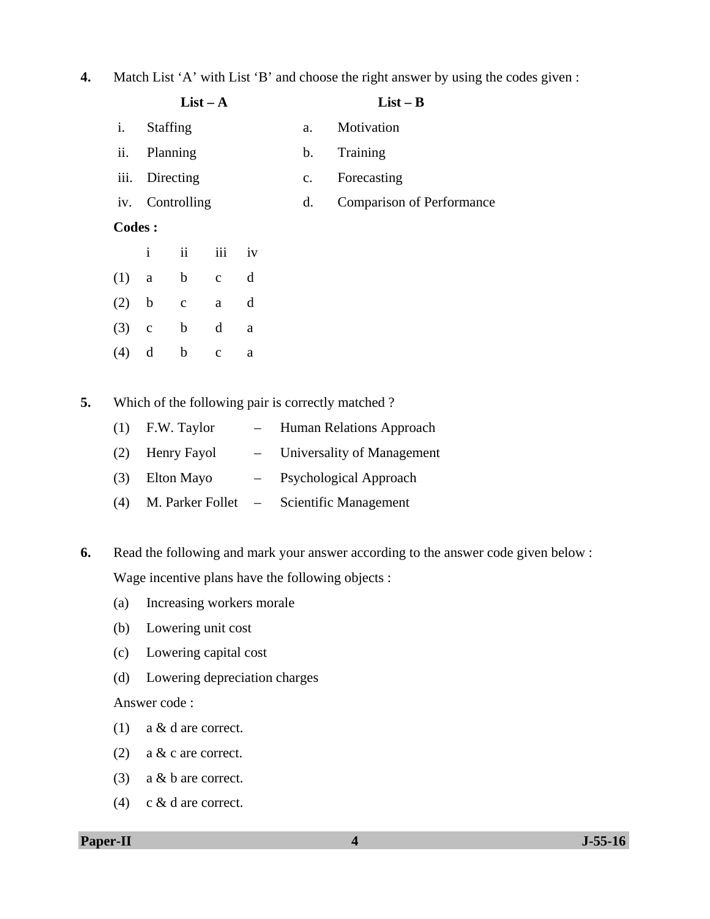**4.** Match List 'A' with List 'B' and choose the right answer by using the codes given :

| | **List – A** | | **List – B** |
|---|---|---|---|
| i. | Staffing | a. | Motivation |
| ii. | Planning | b. | Training |
| iii. | Directing | c. | Forecasting |
| iv. | Controlling | d. | Comparison of Performance |

**Codes :**

| | i | ii | iii | iv |
|---|---|---|---|---|
| (1) | a | b | c | d |
| (2) | b | c | a | d |
| (3) | c | b | d | a |
| (4) | d | b | c | a |

**5.** Which of the following pair is correctly matched ?

(1) F.W. Taylor – Human Relations Approach

(2) Henry Fayol – Universality of Management

(3) Elton Mayo – Psychological Approach

(4) M. Parker Follet – Scientific Management

**6.** Read the following and mark your answer according to the answer code given below :

Wage incentive plans have the following objects :

(a) Increasing workers morale

(b) Lowering unit cost

(c) Lowering capital cost

(d) Lowering depreciation charges

Answer code :

(1) a & d are correct.

(2) a & c are correct.

(3) a & b are correct.

(4) c & d are correct.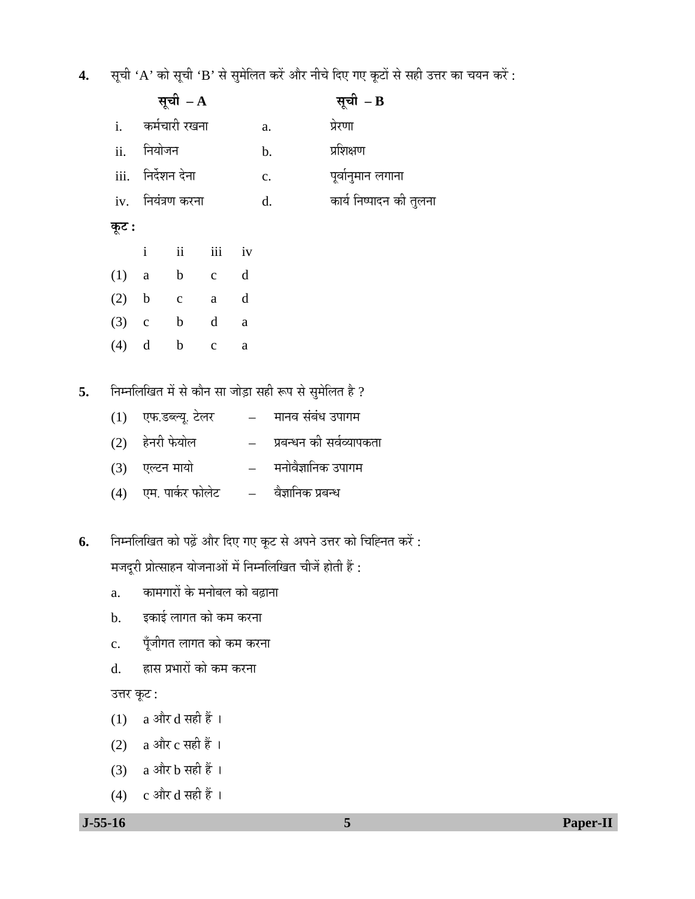4. सूची ‘A’ को सूची ‘B’ से सुमेलित करें और नीचे दिए गए कूटों से सही उत्तर का चयन करें :

| | सूची – A | | सूची – B |
|---|---|---|---|
| i. | कर्मचारी रखना | a. | प्रेरणा |
| ii. | नियोजन | b. | प्रशिक्षण |
| iii. | निर्देशन देना | c. | पूर्वानुमान लगाना |
| iv. | नियंत्रण करना | d. | कार्य निष्पादन की तुलना |

**कूट :**

| | i | ii | iii | iv |
|---|---|---|---|---|
| (1) | a | b | c | d |
| (2) | b | c | a | d |
| (3) | c | b | d | a |
| (4) | d | b | c | a |

5. निम्नलिखित में से कौन सा जोड़ा सही रूप से सुमेलित है ?

(1) एफ.डब्ल्यू. टेलर – मानव संबंध उपागम

(2) हेनरी फेयोल – प्रबन्धन की सर्वव्यापकता

(3) एल्टन मायो – मनोवैज्ञानिक उपागम

(4) एम. पार्कर फोलेट – वैज्ञानिक प्रबन्ध

6. निम्नलिखित को पढ़ें और दिए गए कूट से अपने उत्तर को चिह्नित करें :

मजदूरी प्रोत्साहन योजनाओं में निम्नलिखित चीजें होती हैं :

a. कामगारों के मनोबल को बढ़ाना

b. इकाई लागत को कम करना

c. पूँजीगत लागत को कम करना

d. ह्रास प्रभारों को कम करना

उत्तर कूट :

(1) a और d सही हैं ।

(2) a और c सही हैं ।

(3) a और b सही हैं ।

(4) c और d सही हैं ।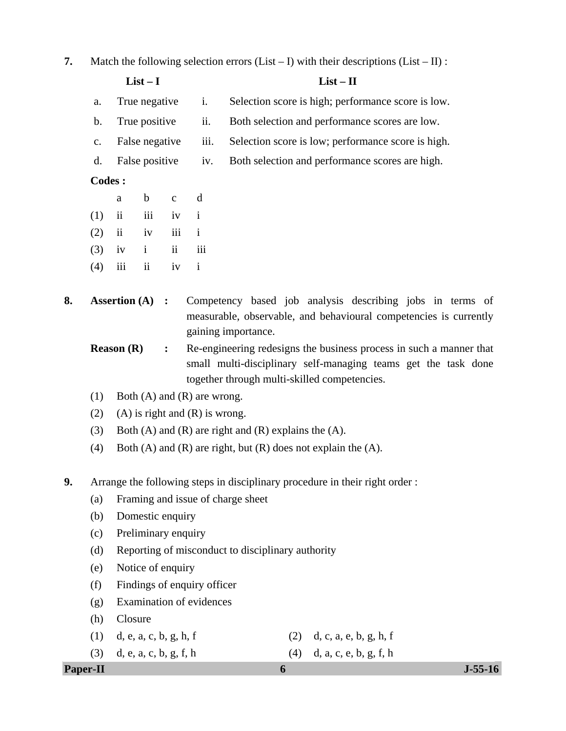**7.** Match the following selection errors (List – I) with their descriptions (List – II) :

| | **List – I** | | **List – II** |
|---|---|---|---|
| a. | True negative | i. | Selection score is high; performance score is low. |
| b. | True positive | ii. | Both selection and performance scores are low. |
| c. | False negative | iii. | Selection score is low; performance score is high. |
| d. | False positive | iv. | Both selection and performance scores are high. |

**Codes :**

| | a | b | c | d |
|---|---|---|---|---|
| (1) | ii | iii | iv | i |
| (2) | ii | iv | iii | i |
| (3) | iv | i | ii | iii |
| (4) | iii | ii | iv | i |

**8.** **Assertion (A) :** Competency based job analysis describing jobs in terms of measurable, observable, and behavioural competencies is currently gaining importance.

**Reason (R) :** Re-engineering redesigns the business process in such a manner that small multi-disciplinary self-managing teams get the task done together through multi-skilled competencies.

(1) Both (A) and (R) are wrong.

(2) (A) is right and (R) is wrong.

(3) Both (A) and (R) are right and (R) explains the (A).

(4) Both (A) and (R) are right, but (R) does not explain the (A).

**9.** Arrange the following steps in disciplinary procedure in their right order :

(a) Framing and issue of charge sheet

(b) Domestic enquiry

(c) Preliminary enquiry

(d) Reporting of misconduct to disciplinary authority

(e) Notice of enquiry

(f) Findings of enquiry officer

(g) Examination of evidences

(h) Closure

(1) d, e, a, c, b, g, h, f

(2) d, c, a, e, b, g, h, f

(3) d, e, a, c, b, g, f, h

(4) d, a, c, e, b, g, f, h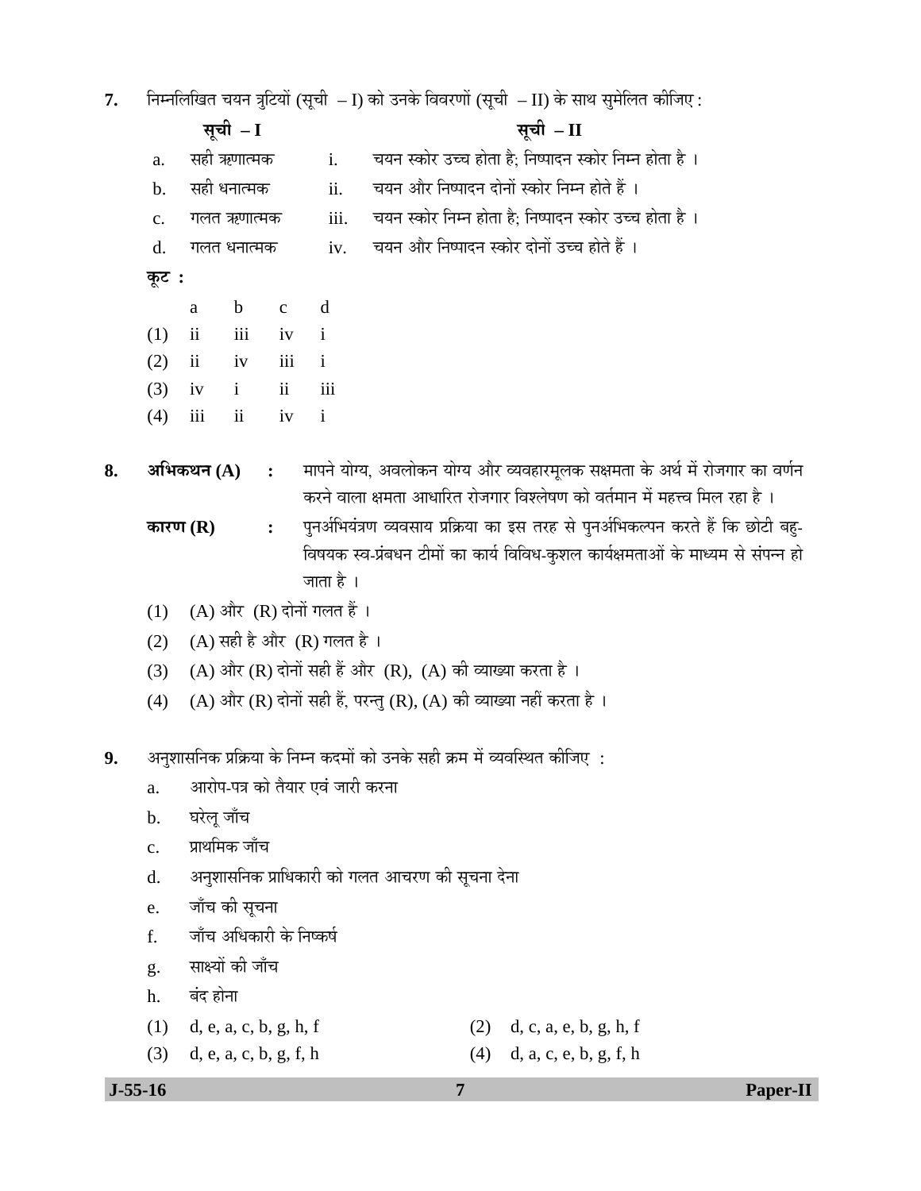**7.** निम्नलिखित चयन त्रुटियों (सूची – I) को उनके विवरणों (सूची – II) के साथ सुमेलित कीजिए :

| | सूची – I | | सूची – II |
|---|---|---|---|
| a. | सही ऋणात्मक | i. | चयन स्कोर उच्च होता है; निष्पादन स्कोर निम्न होता है । |
| b. | सही धनात्मक | ii. | चयन और निष्पादन दोनों स्कोर निम्न होते हैं । |
| c. | गलत ऋणात्मक | iii. | चयन स्कोर निम्न होता है; निष्पादन स्कोर उच्च होता है । |
| d. | गलत धनात्मक | iv. | चयन और निष्पादन दोनों स्कोर उच्च होते हैं । |

**कूट :**

| | a | b | c | d |
|---|---|---|---|---|
| (1) | ii | iii | iv | i |
| (2) | ii | iv | iii | i |
| (3) | iv | i | ii | iii |
| (4) | iii | ii | iv | i |

**8.** **अभिकथन (A)** : मापने योग्य, अवलोकन योग्य और व्यवहारमूलक सक्षमता के अर्थ में रोजगार का वर्णन करने वाला क्षमता आधारित रोजगार विश्लेषण को वर्तमान में महत्त्व मिल रहा है ।

**कारण (R)** : पुनर्अभियंत्रण व्यवसाय प्रक्रिया का इस तरह से पुनर्अभिकल्पन करते हैं कि छोटी बहु-विषयक स्व-प्रंबधन टीमों का कार्य विविध-कुशल कार्यक्षमताओं के माध्यम से संपन्न हो जाता है ।

(1) (A) और (R) दोनों गलत हैं ।

(2) (A) सही है और (R) गलत है ।

(3) (A) और (R) दोनों सही हैं और (R), (A) की व्याख्या करता है ।

(4) (A) और (R) दोनों सही हैं, परन्तु (R), (A) की व्याख्या नहीं करता है ।

**9.** अनुशासनिक प्रक्रिया के निम्न कदमों को उनके सही क्रम में व्यवस्थित कीजिए :

a. आरोप-पत्र को तैयार एवं जारी करना

b. घरेलू जाँच

c. प्राथमिक जाँच

d. अनुशासनिक प्राधिकारी को गलत आचरण की सूचना देना

e. जाँच की सूचना

f. जाँच अधिकारी के निष्कर्ष

g. साक्ष्यों की जाँच

h. बंद होना

(1) d, e, a, c, b, g, h, f

(2) d, c, a, e, b, g, h, f

(3) d, e, a, c, b, g, f, h

(4) d, a, c, e, b, g, f, h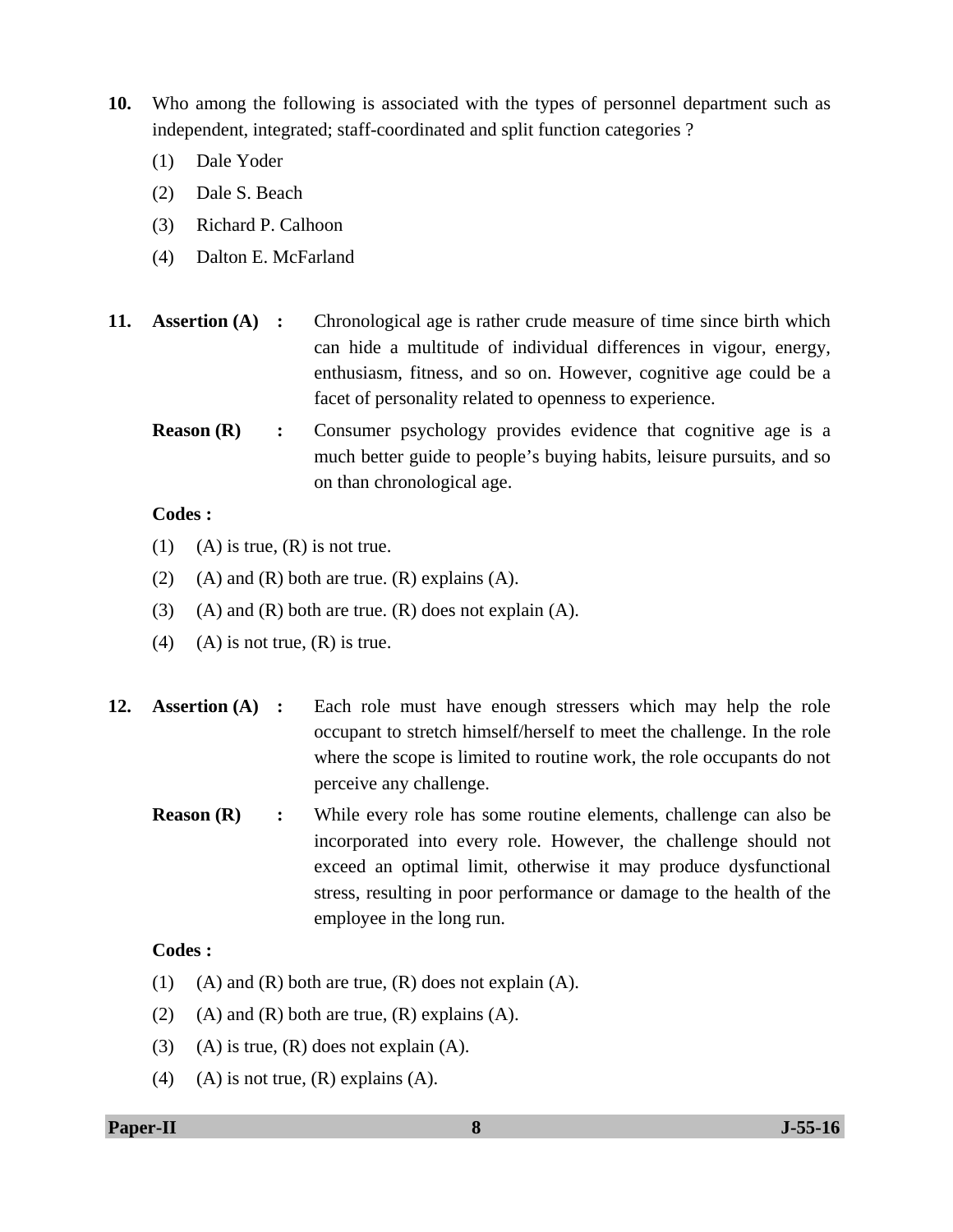10. Who among the following is associated with the types of personnel department such as independent, integrated; staff-coordinated and split function categories ?

    (1) Dale Yoder

    (2) Dale S. Beach

    (3) Richard P. Calhoon

    (4) Dalton E. McFarland

11. **Assertion (A) :** Chronological age is rather crude measure of time since birth which can hide a multitude of individual differences in vigour, energy, enthusiasm, fitness, and so on. However, cognitive age could be a facet of personality related to openness to experience.

    **Reason (R) :** Consumer psychology provides evidence that cognitive age is a much better guide to people's buying habits, leisure pursuits, and so on than chronological age.

    **Codes :**

    (1) (A) is true, (R) is not true.

    (2) (A) and (R) both are true. (R) explains (A).

    (3) (A) and (R) both are true. (R) does not explain (A).

    (4) (A) is not true, (R) is true.

12. **Assertion (A) :** Each role must have enough stressers which may help the role occupant to stretch himself/herself to meet the challenge. In the role where the scope is limited to routine work, the role occupants do not perceive any challenge.

    **Reason (R) :** While every role has some routine elements, challenge can also be incorporated into every role. However, the challenge should not exceed an optimal limit, otherwise it may produce dysfunctional stress, resulting in poor performance or damage to the health of the employee in the long run.

    **Codes :**

    (1) (A) and (R) both are true, (R) does not explain (A).

    (2) (A) and (R) both are true, (R) explains (A).

    (3) (A) is true, (R) does not explain (A).

    (4) (A) is not true, (R) explains (A).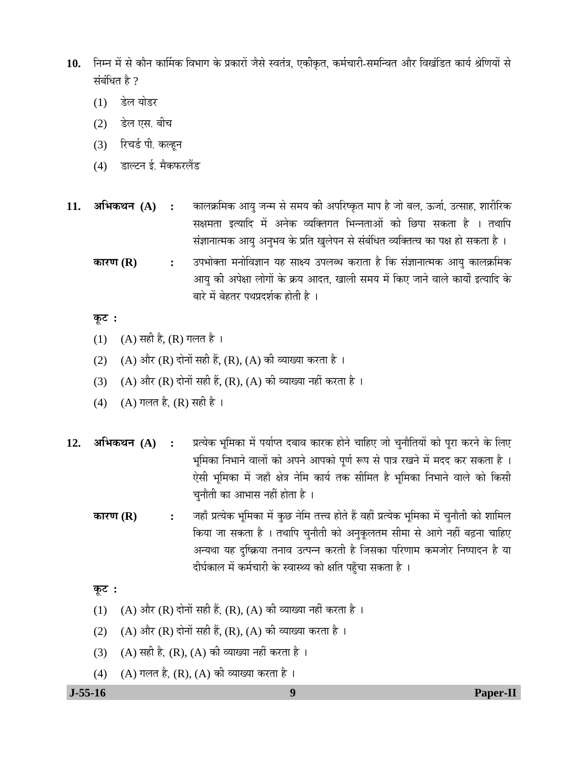**10.** निम्न में से कौन कार्मिक विभाग के प्रकारों जैसे स्वतंत्र, एकीकृत, कर्मचारी-समन्वित और विखंडित कार्य श्रेणियों से संबंधित है ?

(1) डेल योडर

(2) डेल एस. बीच

(3) रिचर्ड पी. कल्हून

(4) डाल्टन ई. मैकफरलैंड

**11.** **अभिकथन (A)** : कालक्रमिक आयु जन्म से समय की अपरिष्कृत माप है जो बल, ऊर्जा, उत्साह, शारीरिक सक्षमता इत्यादि में अनेक व्यक्तिगत भिन्नताओं को छिपा सकता है । तथापि संज्ञानात्मक आयु अनुभव के प्रति खुलेपन से संबंधित व्यक्तित्व का पक्ष हो सकता है ।

**कारण (R)** : उपभोक्ता मनोविज्ञान यह साक्ष्य उपलब्ध कराता है कि संज्ञानात्मक आयु कालक्रमिक आयु की अपेक्षा लोगों के क्रय आदत, खाली समय में किए जाने वाले कार्यों इत्यादि के बारे में बेहतर पथप्रदर्शक होती है ।

**कूट :**

(1) (A) सही है, (R) गलत है ।

(2) (A) और (R) दोनों सही हैं, (R), (A) की व्याख्या करता है ।

(3) (A) और (R) दोनों सही हैं, (R), (A) की व्याख्या नहीं करता है ।

(4) (A) गलत है, (R) सही है ।

**12.** **अभिकथन (A)** : प्रत्येक भूमिका में पर्याप्त दबाव कारक होने चाहिए जो चुनौतियों को पूरा करने के लिए भूमिका निभाने वालों को अपने आपको पूर्ण रूप से पात्र रखने में मदद कर सकता है । ऐसी भूमिका में जहाँ क्षेत्र नेमि कार्य तक सीमित है भूमिका निभाने वाले को किसी चुनौती का आभास नहीं होता है ।

**कारण (R)** : जहाँ प्रत्येक भूमिका में कुछ नेमि तत्त्व होते हैं वहीं प्रत्येक भूमिका में चुनौती को शामिल किया जा सकता है । तथापि चुनौती को अनुकूलतम सीमा से आगे नहीं बढ़ना चाहिए अन्यथा यह दुष्क्रिया तनाव उत्पन्न करती है जिसका परिणाम कमजोर निष्पादन है या दीर्घकाल में कर्मचारी के स्वास्थ्य को क्षति पहुँचा सकता है ।

**कूट :**

(1) (A) और (R) दोनों सही हैं, (R), (A) की व्याख्या नहीं करता है ।

(2) (A) और (R) दोनों सही हैं, (R), (A) की व्याख्या करता है ।

(3) (A) सही है, (R), (A) की व्याख्या नहीं करता है ।

(4) (A) गलत है, (R), (A) की व्याख्या करता है ।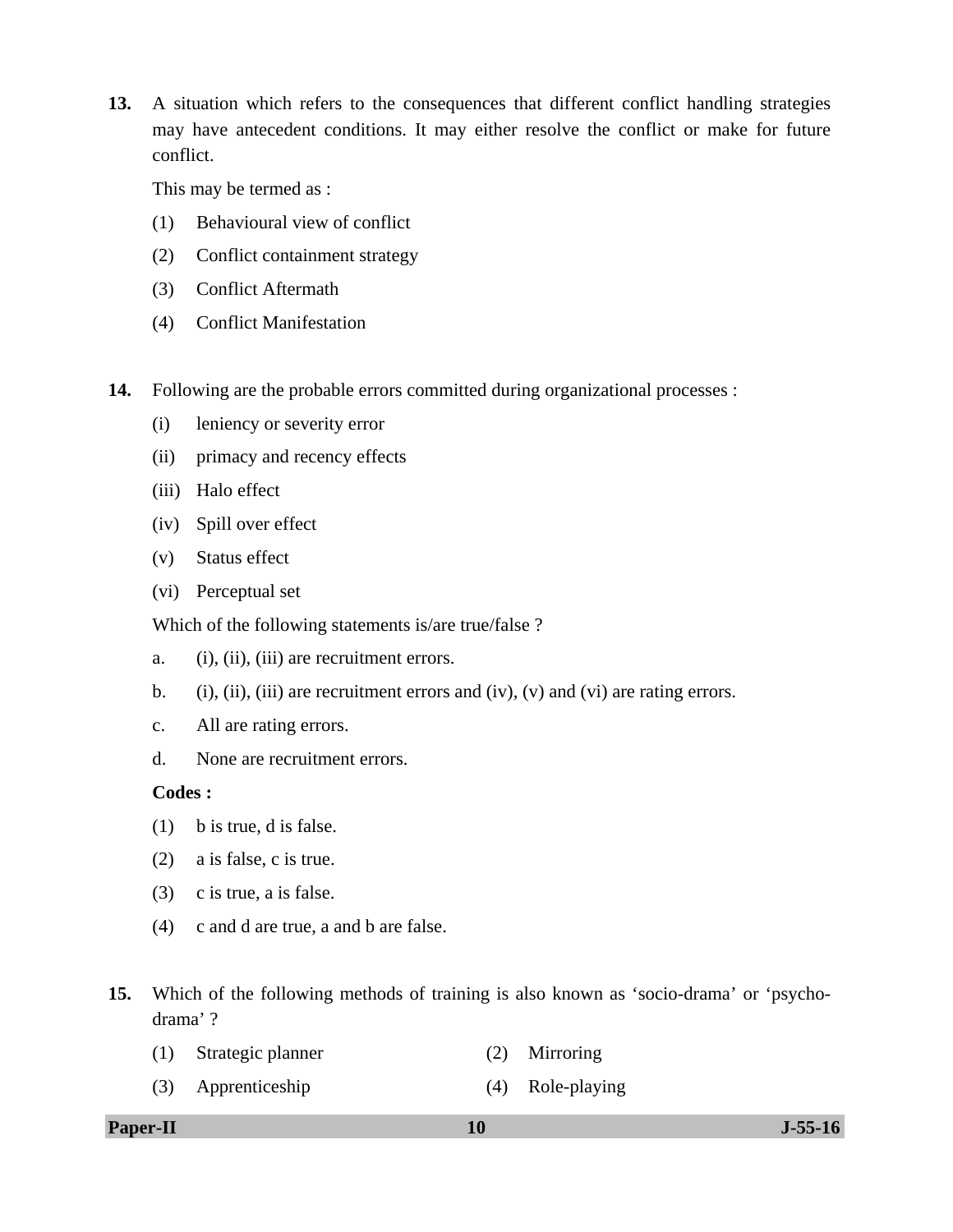**13.** A situation which refers to the consequences that different conflict handling strategies may have antecedent conditions. It may either resolve the conflict or make for future conflict.

This may be termed as :

(1) Behavioural view of conflict

(2) Conflict containment strategy

(3) Conflict Aftermath

(4) Conflict Manifestation

**14.** Following are the probable errors committed during organizational processes :

(i) leniency or severity error

(ii) primacy and recency effects

(iii) Halo effect

(iv) Spill over effect

(v) Status effect

(vi) Perceptual set

Which of the following statements is/are true/false ?

a. (i), (ii), (iii) are recruitment errors.

b. (i), (ii), (iii) are recruitment errors and (iv), (v) and (vi) are rating errors.

c. All are rating errors.

d. None are recruitment errors.

**Codes :**

(1) b is true, d is false.

(2) a is false, c is true.

(3) c is true, a is false.

(4) c and d are true, a and b are false.

**15.** Which of the following methods of training is also known as 'socio-drama' or 'psycho-drama' ?

(1) Strategic planner

(2) Mirroring

(3) Apprenticeship

(4) Role-playing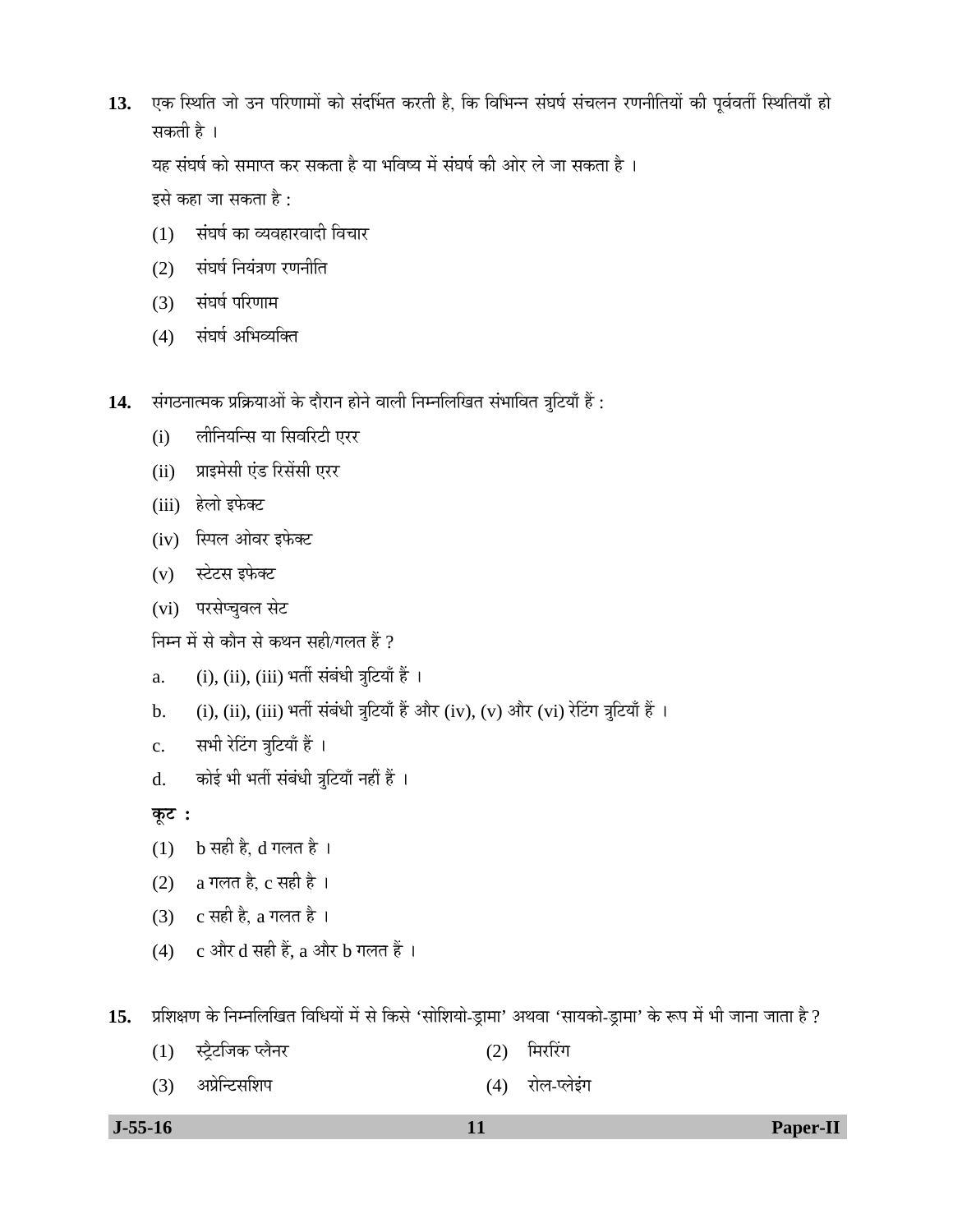**13.** एक स्थिति जो उन परिणामों को संदर्भित करती है, कि विभिन्न संघर्ष संचलन रणनीतियों की पूर्ववर्ती स्थितियाँ हो सकती है ।

यह संघर्ष को समाप्त कर सकता है या भविष्य में संघर्ष की ओर ले जा सकता है ।

इसे कहा जा सकता है :

(1) संघर्ष का व्यवहारवादी विचार

(2) संघर्ष नियंत्रण रणनीति

(3) संघर्ष परिणाम

(4) संघर्ष अभिव्यक्ति

**14.** संगठनात्मक प्रक्रियाओं के दौरान होने वाली निम्नलिखित संभावित त्रुटियाँ हैं :

(i) लीनियन्सि या सिवरिटी एरर

(ii) प्राइमेसी एंड रिसेंसी एरर

(iii) हेलो इफेक्ट

(iv) स्पिल ओवर इफेक्ट

(v) स्टेटस इफेक्ट

(vi) परसेप्चुवल सेट

निम्न में से कौन से कथन सही/गलत हैं ?

a. (i), (ii), (iii) भर्ती संबंधी त्रुटियाँ हैं ।

b. (i), (ii), (iii) भर्ती संबंधी त्रुटियाँ हैं और (iv), (v) और (vi) रेटिंग त्रुटियाँ हैं ।

c. सभी रेटिंग त्रुटियाँ हैं ।

d. कोई भी भर्ती संबंधी त्रुटियाँ नहीं हैं ।

**कूट :**

(1) b सही है, d गलत है ।

(2) a गलत है, c सही है ।

(3) c सही है, a गलत है ।

(4) c और d सही हैं, a और b गलत हैं ।

**15.** प्रशिक्षण के निम्नलिखित विधियों में से किसे 'सोशियो-ड्रामा' अथवा 'सायको-ड्रामा' के रूप में भी जाना जाता है ?

(1) स्ट्रैटजिक प्लैनर

(2) मिररिंग

(3) अप्रेन्टिसशिप

(4) रोल-प्लेइंग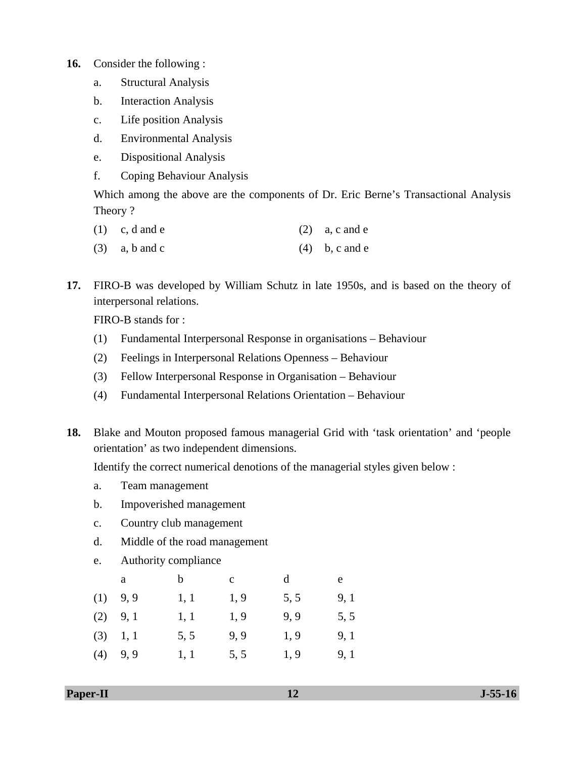**16.** Consider the following :

a. Structural Analysis

b. Interaction Analysis

c. Life position Analysis

d. Environmental Analysis

e. Dispositional Analysis

f. Coping Behaviour Analysis

Which among the above are the components of Dr. Eric Berne's Transactional Analysis Theory ?

(1) c, d and e (2) a, c and e

(3) a, b and c (4) b, c and e

**17.** FIRO-B was developed by William Schutz in late 1950s, and is based on the theory of interpersonal relations.

FIRO-B stands for :

(1) Fundamental Interpersonal Response in organisations – Behaviour

(2) Feelings in Interpersonal Relations Openness – Behaviour

(3) Fellow Interpersonal Response in Organisation – Behaviour

(4) Fundamental Interpersonal Relations Orientation – Behaviour

**18.** Blake and Mouton proposed famous managerial Grid with 'task orientation' and 'people orientation' as two independent dimensions.

Identify the correct numerical denotions of the managerial styles given below :

a. Team management

b. Impoverished management

c. Country club management

d. Middle of the road management

e. Authority compliance

| | a | b | c | d | e |
|---|---|---|---|---|---|
| (1) | 9, 9 | 1, 1 | 1, 9 | 5, 5 | 9, 1 |
| (2) | 9, 1 | 1, 1 | 1, 9 | 9, 9 | 5, 5 |
| (3) | 1, 1 | 5, 5 | 9, 9 | 1, 9 | 9, 1 |
| (4) | 9, 9 | 1, 1 | 5, 5 | 1, 9 | 9, 1 |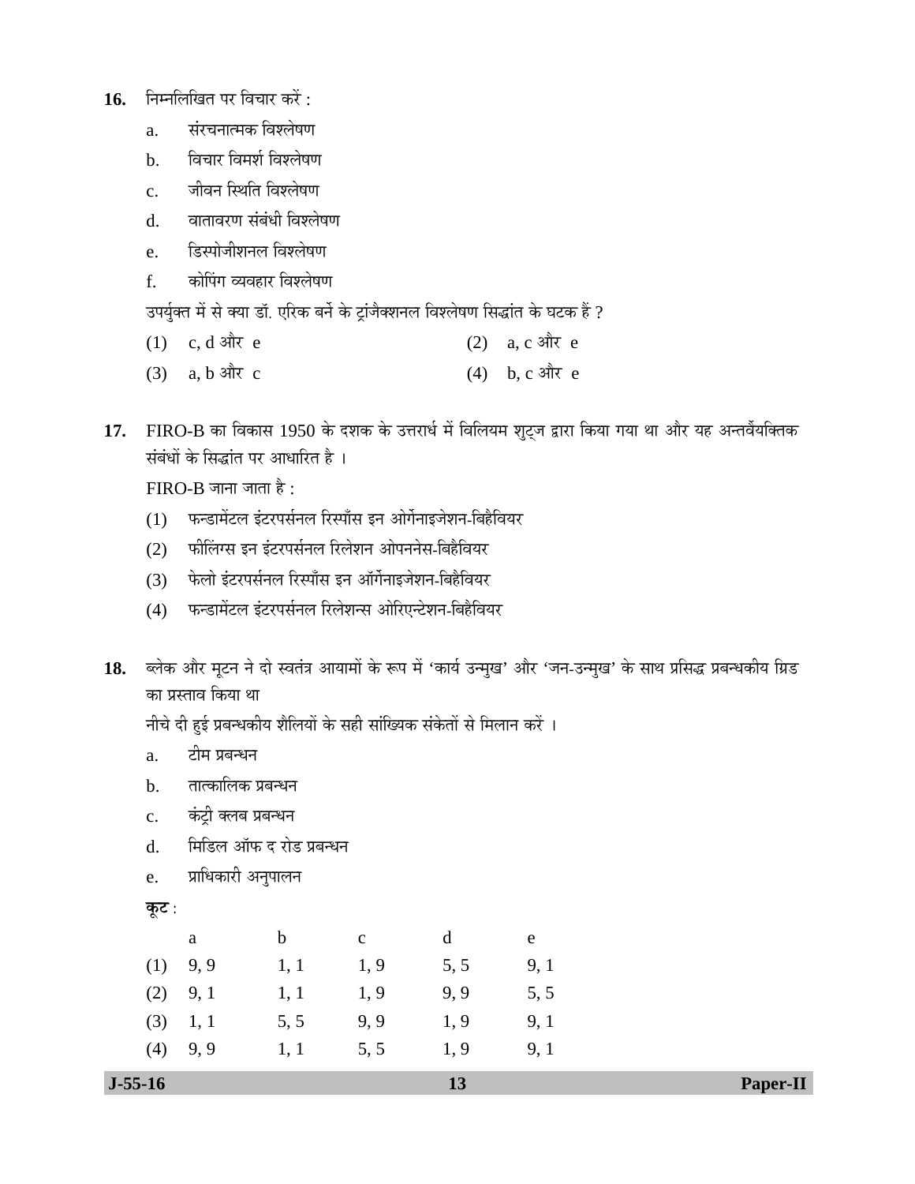**16.** निम्नलिखित पर विचार करें :

a. संरचनात्मक विश्लेषण

b. विचार विमर्श विश्लेषण

c. जीवन स्थिति विश्लेषण

d. वातावरण संबंधी विश्लेषण

e. डिस्पोजीशनल विश्लेषण

f. कोपिंग व्यवहार विश्लेषण

उपर्युक्त में से क्या डॉ. एरिक बर्न के ट्रांजैक्शनल विश्लेषण सिद्धांत के घटक हैं ?

(1) c, d और e (2) a, c और e

(3) a, b और c (4) b, c और e

**17.** FIRO-B का विकास 1950 के दशक के उत्तरार्ध में विलियम शुट्ज द्वारा किया गया था और यह अन्तर्वैयक्तिक संबंधों के सिद्धांत पर आधारित है ।

FIRO-B जाना जाता है :

(1) फन्डामेंटल इंटरपर्सनल रिस्पाँस इन ओर्गेनाइजेशन-बिहैवियर

(2) फीलिंग्स इन इंटरपर्सनल रिलेशन ओपननेस-बिहैवियर

(3) फेलो इंटरपर्सनल रिस्पाँस इन ऑर्गेनाइजेशन-बिहैवियर

(4) फन्डामेंटल इंटरपर्सनल रिलेशन्स ओरिएन्टेशन-बिहैवियर

**18.** ब्लेक और मूटन ने दो स्वतंत्र आयामों के रूप में 'कार्य उन्मुख' और 'जन-उन्मुख' के साथ प्रसिद्ध प्रबन्धकीय ग्रिड का प्रस्ताव किया था

नीचे दी हुई प्रबन्धकीय शैलियों के सही सांख्यिक संकेतों से मिलान करें ।

a. टीम प्रबन्धन

b. तात्कालिक प्रबन्धन

c. कंट्री क्लब प्रबन्धन

d. मिडिल ऑफ द रोड प्रबन्धन

e. प्राधिकारी अनुपालन

**कूट** :

| | a | b | c | d | e |
|---|---|---|---|---|---|
| (1) | 9, 9 | 1, 1 | 1, 9 | 5, 5 | 9, 1 |
| (2) | 9, 1 | 1, 1 | 1, 9 | 9, 9 | 5, 5 |
| (3) | 1, 1 | 5, 5 | 9, 9 | 1, 9 | 9, 1 |
| (4) | 9, 9 | 1, 1 | 5, 5 | 1, 9 | 9, 1 |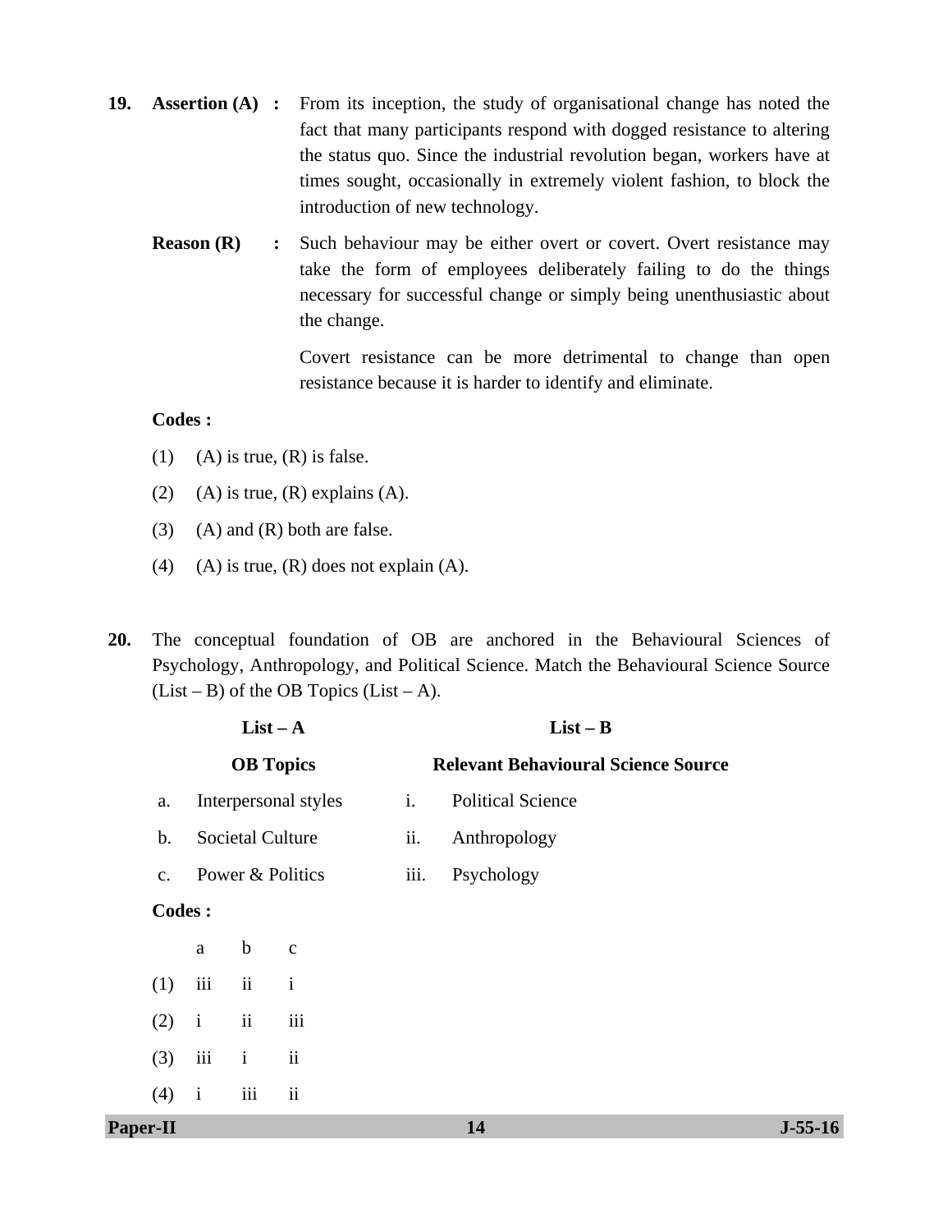**19.** **Assertion (A) :** From its inception, the study of organisational change has noted the fact that many participants respond with dogged resistance to altering the status quo. Since the industrial revolution began, workers have at times sought, occasionally in extremely violent fashion, to block the introduction of new technology.

**Reason (R) :** Such behaviour may be either overt or covert. Overt resistance may take the form of employees deliberately failing to do the things necessary for successful change or simply being unenthusiastic about the change.

Covert resistance can be more detrimental to change than open resistance because it is harder to identify and eliminate.

**Codes :**

(1) (A) is true, (R) is false.

(2) (A) is true, (R) explains (A).

(3) (A) and (R) both are false.

(4) (A) is true, (R) does not explain (A).

**20.** The conceptual foundation of OB are anchored in the Behavioural Sciences of Psychology, Anthropology, and Political Science. Match the Behavioural Science Source (List – B) of the OB Topics (List – A).

| | **List – A** <br> **OB Topics** | | **List – B** <br> **Relevant Behavioural Science Source** |
|---|---|---|---|
| a. | Interpersonal styles | i. | Political Science |
| b. | Societal Culture | ii. | Anthropology |
| c. | Power & Politics | iii. | Psychology |

**Codes :**

| | a | b | c |
|---|---|---|---|
| (1) | iii | ii | i |
| (2) | i | ii | iii |
| (3) | iii | i | ii |
| (4) | i | iii | ii |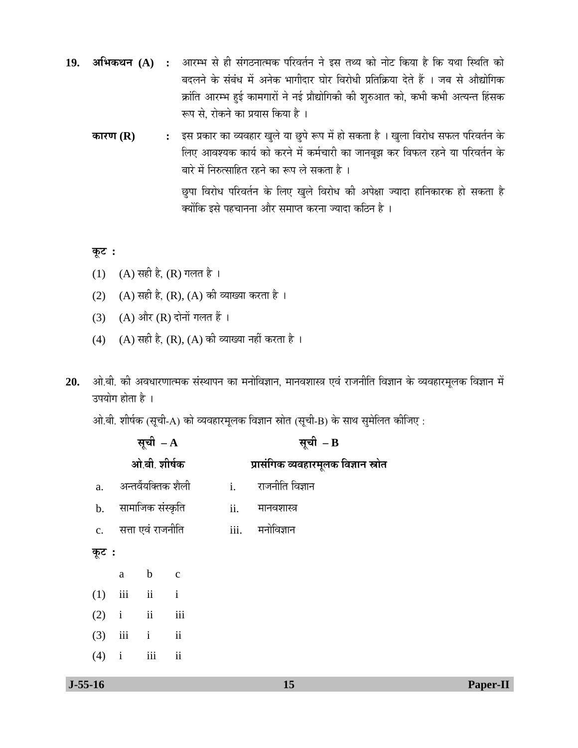**19.** **अभिकथन (A)** : आरम्भ से ही संगठनात्मक परिवर्तन ने इस तथ्य को नोट किया है कि यथा स्थिति को बदलने के संबंध में अनेक भागीदार घोर विरोधी प्रतिक्रिया देते हैं । जब से औद्योगिक क्रांति आरम्भ हुई कामगारों ने नई प्रौद्योगिकी की शुरुआत को, कभी कभी अत्यन्त हिंसक रूप से, रोकने का प्रयास किया है ।

**कारण (R)** : इस प्रकार का व्यवहार खुले या छुपे रूप में हो सकता है । खुला विरोध सफल परिवर्तन के लिए आवश्यक कार्य को करने में कर्मचारी का जानबूझ कर विफल रहने या परिवर्तन के बारे में निरुत्साहित रहने का रूप ले सकता है ।

छुपा विरोध परिवर्तन के लिए खुले विरोध की अपेक्षा ज्यादा हानिकारक हो सकता है क्योंकि इसे पहचानना और समाप्त करना ज्यादा कठिन है ।

**कूट :**

(1) (A) सही है, (R) गलत है ।

(2) (A) सही है, (R), (A) की व्याख्या करता है ।

(3) (A) और (R) दोनों गलत हैं ।

(4) (A) सही है, (R), (A) की व्याख्या नहीं करता है ।

**20.** ओ.बी. की अवधारणात्मक संस्थापन का मनोविज्ञान, मानवशास्त्र एवं राजनीति विज्ञान के व्यवहारमूलक विज्ञान में उपयोग होता है ।

ओ.बी. शीर्षक (सूची-A) को व्यवहारमूलक विज्ञान स्रोत (सूची-B) के साथ सुमेलित कीजिए :

| | **सूची – A** | | **सूची – B** |
|---|---|---|---|
| | **ओ.बी. शीर्षक** | | **प्रासंगिक व्यवहारमूलक विज्ञान स्रोत** |
| a. | अन्तर्वैयक्तिक शैली | i. | राजनीति विज्ञान |
| b. | सामाजिक संस्कृति | ii. | मानवशास्त्र |
| c. | सत्ता एवं राजनीति | iii. | मनोविज्ञान |

**कूट :**

| | a | b | c |
|---|---|---|---|
| (1) | iii | ii | i |
| (2) | i | ii | iii |
| (3) | iii | i | ii |
| (4) | i | iii | ii |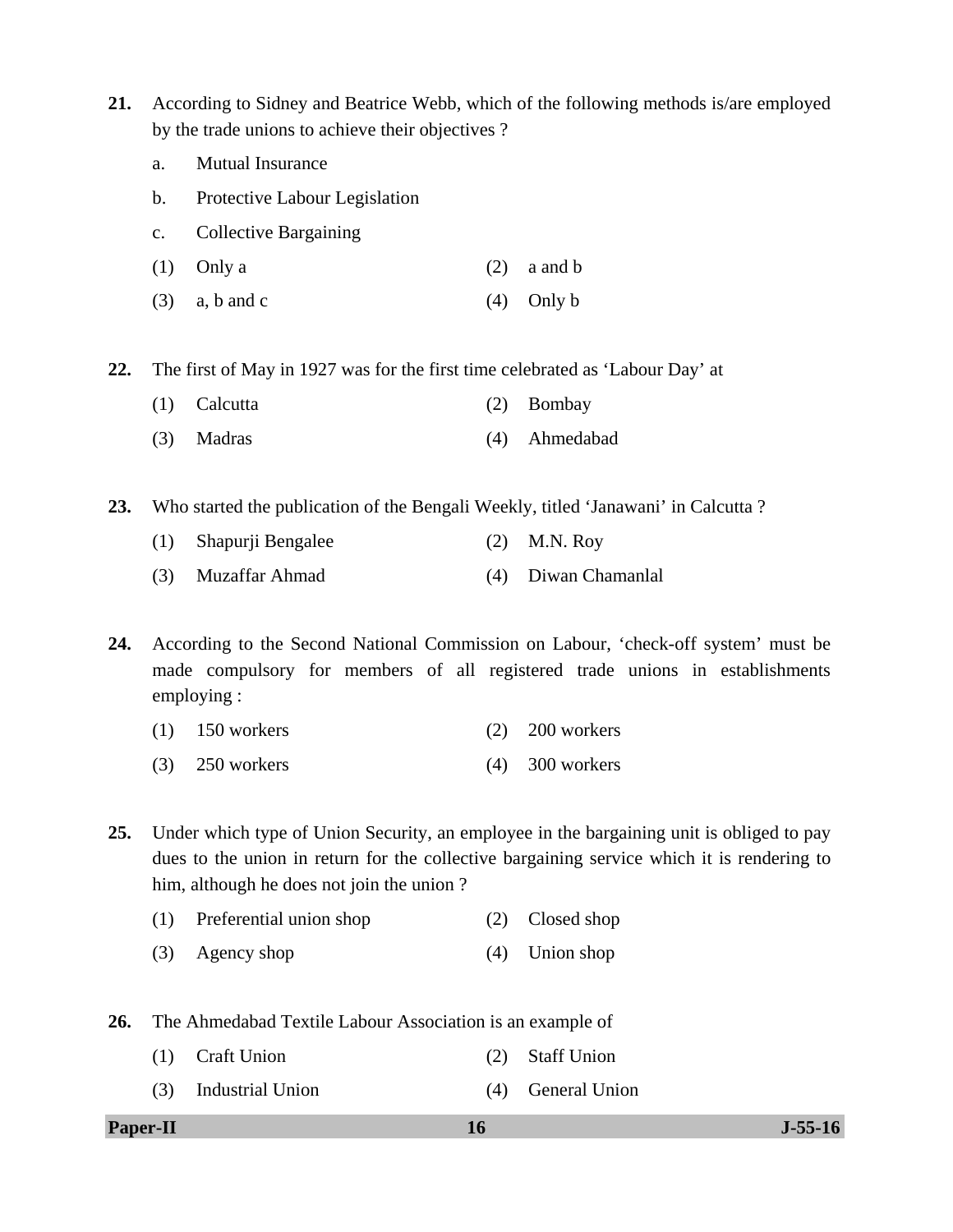**21.** According to Sidney and Beatrice Webb, which of the following methods is/are employed by the trade unions to achieve their objectives ?

a. Mutual Insurance

b. Protective Labour Legislation

c. Collective Bargaining

(1) Only a (2) a and b

(3) a, b and c (4) Only b

**22.** The first of May in 1927 was for the first time celebrated as 'Labour Day' at

(1) Calcutta (2) Bombay

(3) Madras (4) Ahmedabad

**23.** Who started the publication of the Bengali Weekly, titled 'Janawani' in Calcutta ?

(1) Shapurji Bengalee (2) M.N. Roy

(3) Muzaffar Ahmad (4) Diwan Chamanlal

**24.** According to the Second National Commission on Labour, 'check-off system' must be made compulsory for members of all registered trade unions in establishments employing :

(1) 150 workers (2) 200 workers

(3) 250 workers (4) 300 workers

**25.** Under which type of Union Security, an employee in the bargaining unit is obliged to pay dues to the union in return for the collective bargaining service which it is rendering to him, although he does not join the union ?

(1) Preferential union shop (2) Closed shop

(3) Agency shop (4) Union shop

**26.** The Ahmedabad Textile Labour Association is an example of

(1) Craft Union (2) Staff Union

(3) Industrial Union (4) General Union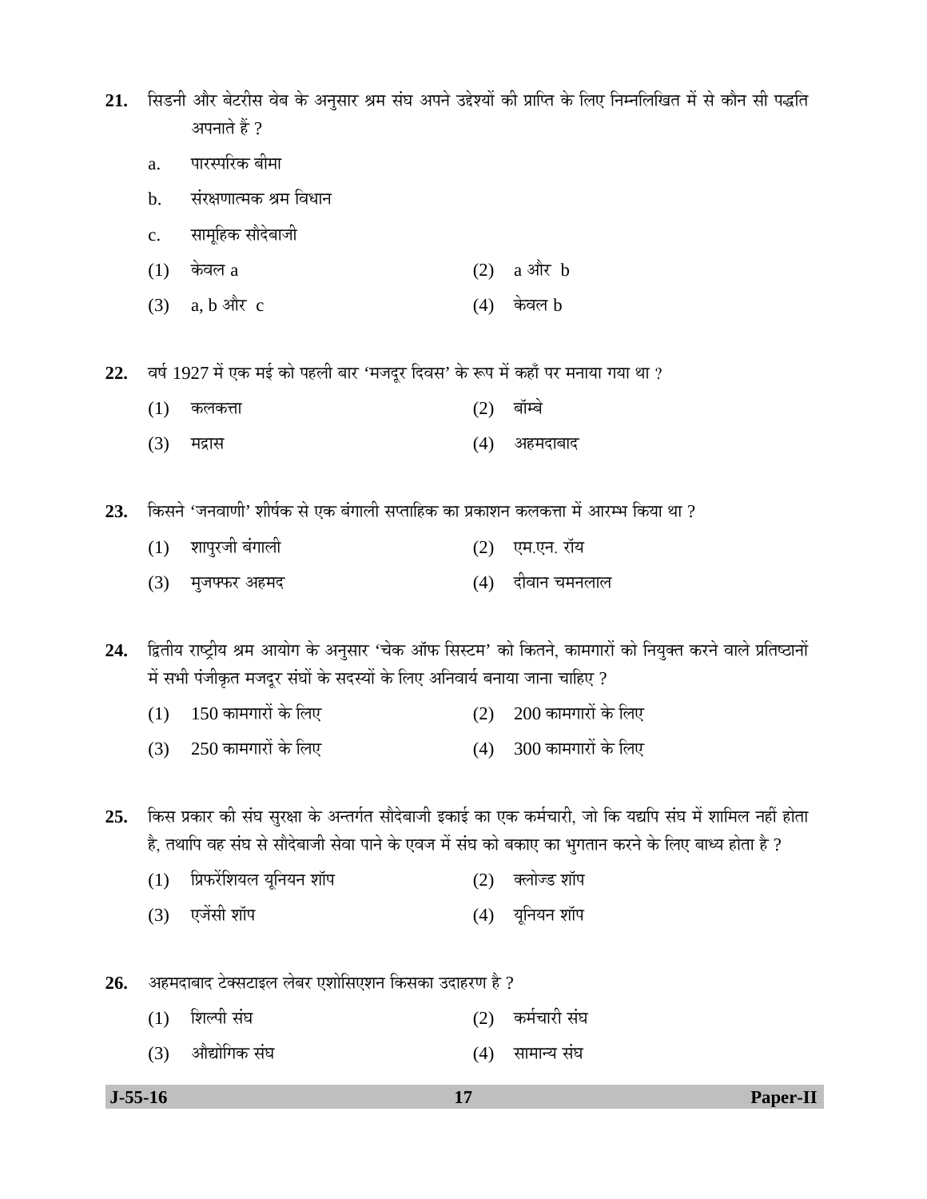**21.** सिडनी और बेटरीस वेब के अनुसार श्रम संघ अपने उद्देश्यों की प्राप्ति के लिए निम्नलिखित में से कौन सी पद्धति अपनाते हैं ?

a. पारस्परिक बीमा

b. संरक्षणात्मक श्रम विधान

c. सामूहिक सौदेबाजी

(1) केवल a  (2) a और b

(3) a, b और c  (4) केवल b

**22.** वर्ष 1927 में एक मई को पहली बार 'मजदूर दिवस' के रूप में कहाँ पर मनाया गया था ?

(1) कलकत्ता  (2) बॉम्बे

(3) मद्रास  (4) अहमदाबाद

**23.** किसने 'जनवाणी' शीर्षक से एक बंगाली सप्ताहिक का प्रकाशन कलकत्ता में आरम्भ किया था ?

(1) शापुरजी बंगाली  (2) एम.एन. रॉय

(3) मुजफ्फर अहमद  (4) दीवान चमनलाल

**24.** द्वितीय राष्ट्रीय श्रम आयोग के अनुसार 'चेक ऑफ सिस्टम' को कितने, कामगारों को नियुक्त करने वाले प्रतिष्ठानों में सभी पंजीकृत मजदूर संघों के सदस्यों के लिए अनिवार्य बनाया जाना चाहिए ?

(1) 150 कामगारों के लिए  (2) 200 कामगारों के लिए

(3) 250 कामगारों के लिए  (4) 300 कामगारों के लिए

**25.** किस प्रकार की संघ सुरक्षा के अन्तर्गत सौदेबाजी इकाई का एक कर्मचारी, जो कि यद्यपि संघ में शामिल नहीं होता है, तथापि वह संघ से सौदेबाजी सेवा पाने के एवज में संघ को बकाए का भुगतान करने के लिए बाध्य होता है ?

(1) प्रिफरेंशियल यूनियन शॉप  (2) क्लोज्ड शॉप

(3) एजेंसी शॉप  (4) यूनियन शॉप

**26.** अहमदाबाद टेक्सटाइल लेबर एशोसिएशन किसका उदाहरण है ?

(1) शिल्पी संघ  (2) कर्मचारी संघ

(3) औद्योगिक संघ  (4) सामान्य संघ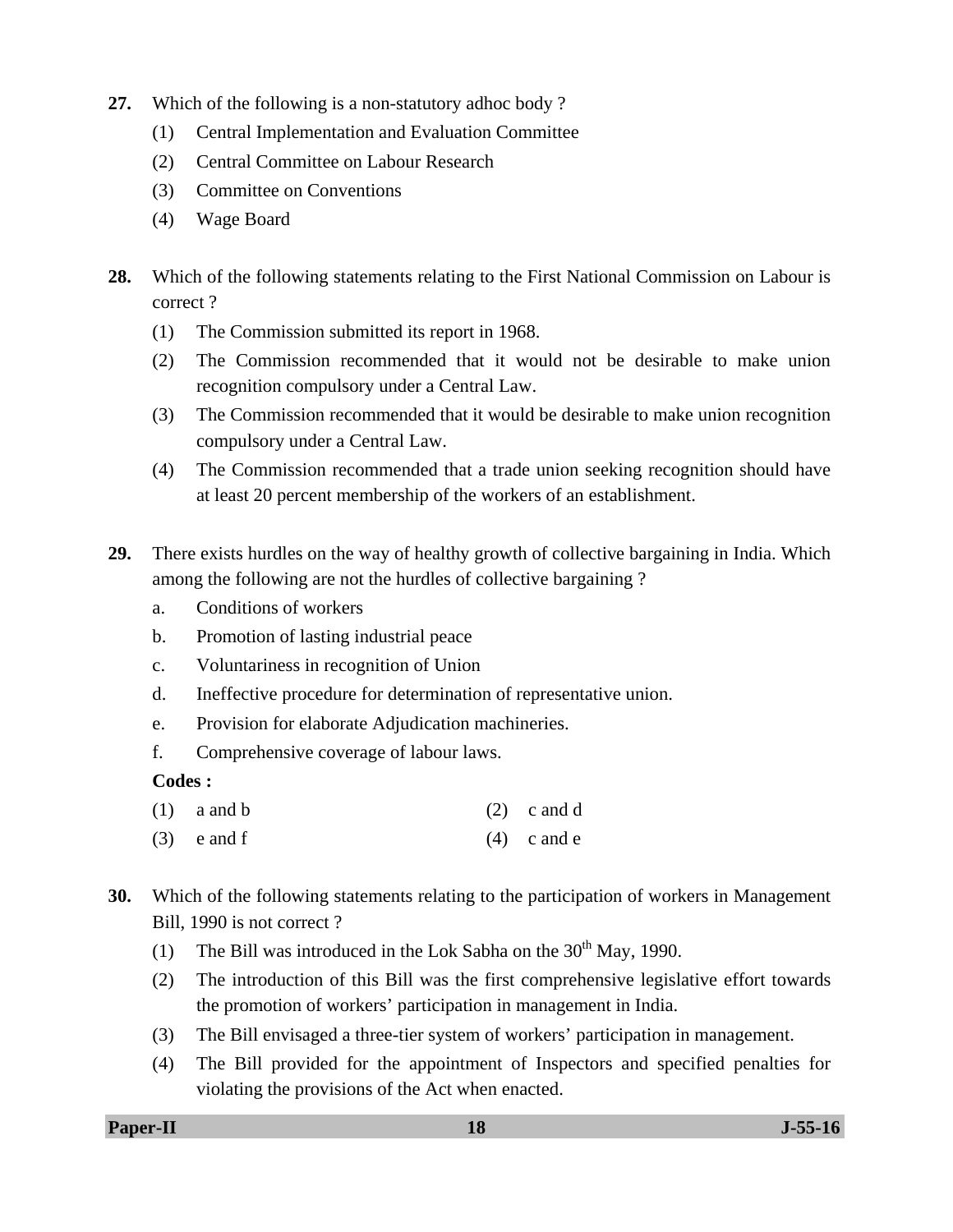**27.** Which of the following is a non-statutory adhoc body ?

(1) Central Implementation and Evaluation Committee

(2) Central Committee on Labour Research

(3) Committee on Conventions

(4) Wage Board

**28.** Which of the following statements relating to the First National Commission on Labour is correct ?

(1) The Commission submitted its report in 1968.

(2) The Commission recommended that it would not be desirable to make union recognition compulsory under a Central Law.

(3) The Commission recommended that it would be desirable to make union recognition compulsory under a Central Law.

(4) The Commission recommended that a trade union seeking recognition should have at least 20 percent membership of the workers of an establishment.

**29.** There exists hurdles on the way of healthy growth of collective bargaining in India. Which among the following are not the hurdles of collective bargaining ?

a. Conditions of workers

b. Promotion of lasting industrial peace

c. Voluntariness in recognition of Union

d. Ineffective procedure for determination of representative union.

e. Provision for elaborate Adjudication machineries.

f. Comprehensive coverage of labour laws.

**Codes :**

(1) a and b (2) c and d

(3) e and f (4) c and e

**30.** Which of the following statements relating to the participation of workers in Management Bill, 1990 is not correct ?

(1) The Bill was introduced in the Lok Sabha on the 30th May, 1990.

(2) The introduction of this Bill was the first comprehensive legislative effort towards the promotion of workers' participation in management in India.

(3) The Bill envisaged a three-tier system of workers' participation in management.

(4) The Bill provided for the appointment of Inspectors and specified penalties for violating the provisions of the Act when enacted.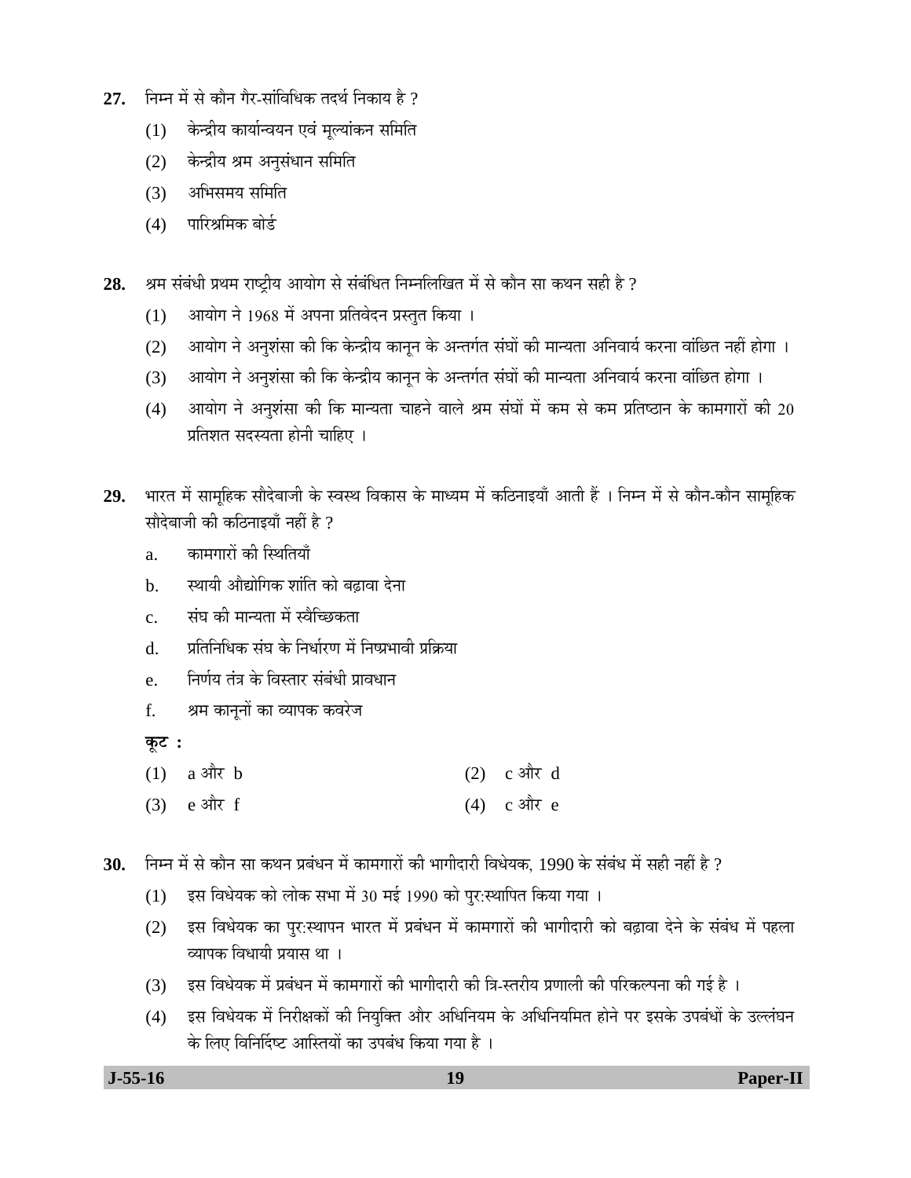**27.** निम्न में से कौन गैर-सांविधिक तदर्थ निकाय है ?

(1) केन्द्रीय कार्यान्वयन एवं मूल्यांकन समिति

(2) केन्द्रीय श्रम अनुसंधान समिति

(3) अभिसमय समिति

(4) पारिश्रमिक बोर्ड

**28.** श्रम संबंधी प्रथम राष्ट्रीय आयोग से संबंधित निम्नलिखित में से कौन सा कथन सही है ?

(1) आयोग ने 1968 में अपना प्रतिवेदन प्रस्तुत किया ।

(2) आयोग ने अनुशंसा की कि केन्द्रीय कानून के अन्तर्गत संघों की मान्यता अनिवार्य करना वांछित नहीं होगा ।

(3) आयोग ने अनुशंसा की कि केन्द्रीय कानून के अन्तर्गत संघों की मान्यता अनिवार्य करना वांछित होगा ।

(4) आयोग ने अनुशंसा की कि मान्यता चाहने वाले श्रम संघों में कम से कम प्रतिष्ठान के कामगारों की 20 प्रतिशत सदस्यता होनी चाहिए ।

**29.** भारत में सामूहिक सौदेबाजी के स्वस्थ विकास के माध्यम में कठिनाइयाँ आती हैं । निम्न में से कौन-कौन सामूहिक सौदेबाजी की कठिनाइयाँ नहीं है ?

a. कामगारों की स्थितियाँ

b. स्थायी औद्योगिक शांति को बढ़ावा देना

c. संघ की मान्यता में स्वैच्छिकता

d. प्रतिनिधिक संघ के निर्धारण में निष्प्रभावी प्रक्रिया

e. निर्णय तंत्र के विस्तार संबंधी प्रावधान

f. श्रम कानूनों का व्यापक कवरेज

**कूट :**

(1) a और b

(2) c और d

(3) e और f

(4) c और e

**30.** निम्न में से कौन सा कथन प्रबंधन में कामगारों की भागीदारी विधेयक, 1990 के संबंध में सही नहीं है ?

(1) इस विधेयक को लोक सभा में 30 मई 1990 को पुर:स्थापित किया गया ।

(2) इस विधेयक का पुर:स्थापन भारत में प्रबंधन में कामगारों की भागीदारी को बढ़ावा देने के संबंध में पहला व्यापक विधायी प्रयास था ।

(3) इस विधेयक में प्रबंधन में कामगारों की भागीदारी की त्रि-स्तरीय प्रणाली की परिकल्पना की गई है ।

(4) इस विधेयक में निरीक्षकों की नियुक्ति और अधिनियम के अधिनियमित होने पर इसके उपबंधों के उल्लंघन के लिए विनिर्दिष्ट आस्तियों का उपबंध किया गया है ।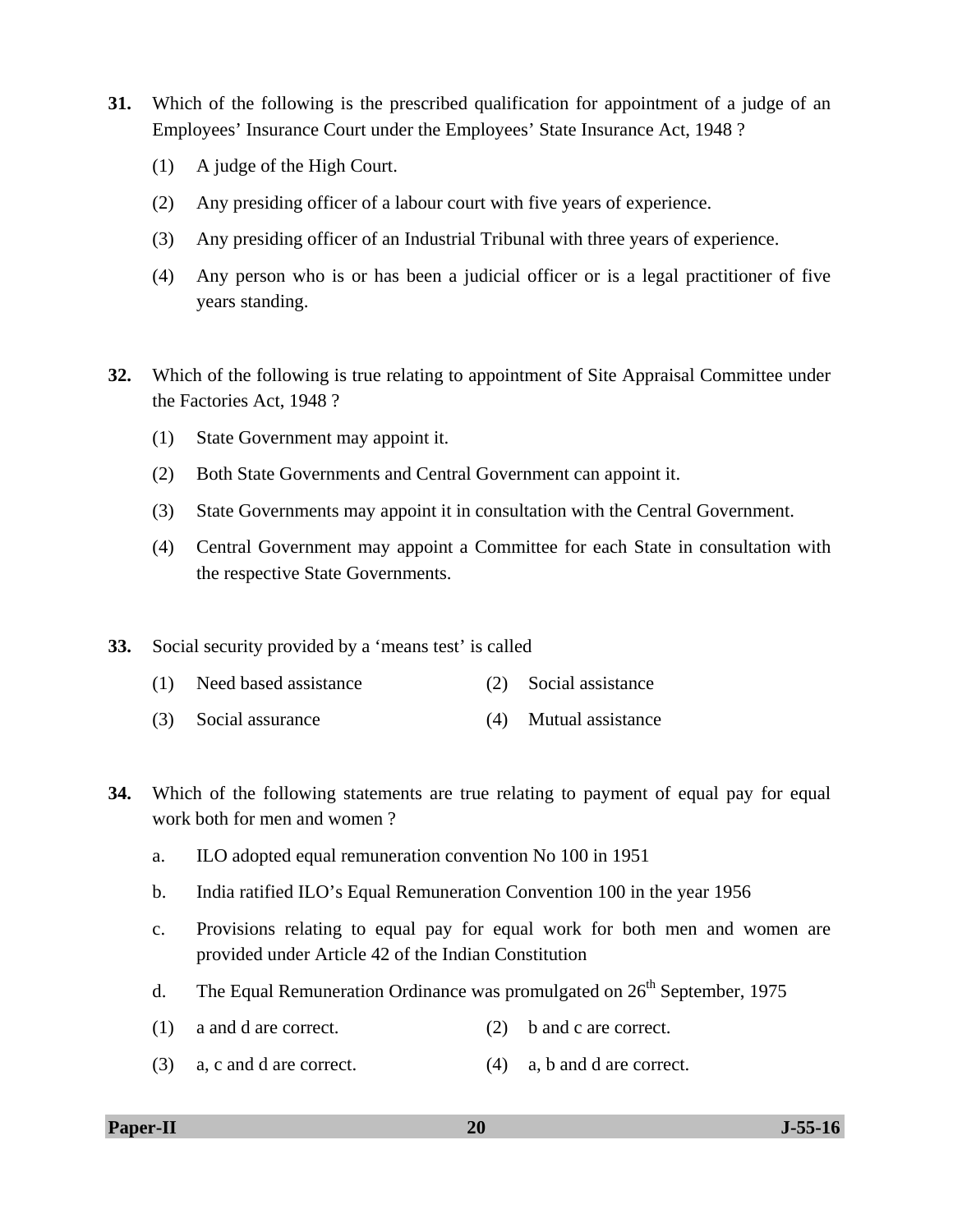**31.** Which of the following is the prescribed qualification for appointment of a judge of an Employees' Insurance Court under the Employees' State Insurance Act, 1948 ?

(1) A judge of the High Court.

(2) Any presiding officer of a labour court with five years of experience.

(3) Any presiding officer of an Industrial Tribunal with three years of experience.

(4) Any person who is or has been a judicial officer or is a legal practitioner of five years standing.

**32.** Which of the following is true relating to appointment of Site Appraisal Committee under the Factories Act, 1948 ?

(1) State Government may appoint it.

(2) Both State Governments and Central Government can appoint it.

(3) State Governments may appoint it in consultation with the Central Government.

(4) Central Government may appoint a Committee for each State in consultation with the respective State Governments.

**33.** Social security provided by a 'means test' is called

(1) Need based assistance

(2) Social assistance

(3) Social assurance

(4) Mutual assistance

**34.** Which of the following statements are true relating to payment of equal pay for equal work both for men and women ?

a. ILO adopted equal remuneration convention No 100 in 1951

b. India ratified ILO's Equal Remuneration Convention 100 in the year 1956

c. Provisions relating to equal pay for equal work for both men and women are provided under Article 42 of the Indian Constitution

d. The Equal Remuneration Ordinance was promulgated on 26th September, 1975

(1) a and d are correct.

(2) b and c are correct.

(3) a, c and d are correct.

(4) a, b and d are correct.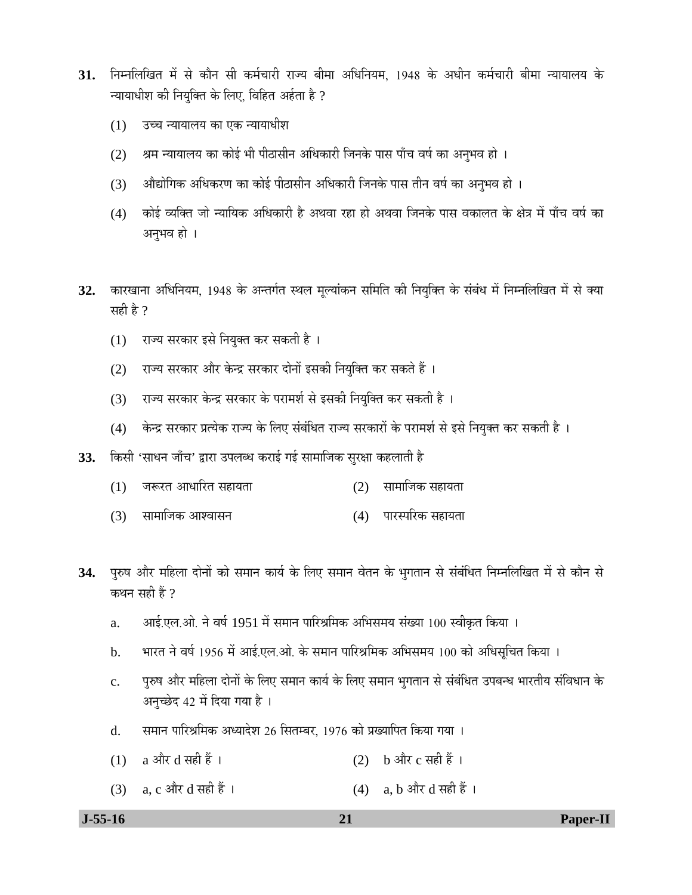**31.** निम्नलिखित में से कौन सी कर्मचारी राज्य बीमा अधिनियम, 1948 के अधीन कर्मचारी बीमा न्यायालय के न्यायाधीश की नियुक्ति के लिए, विहित अर्हता है ?

(1) उच्च न्यायालय का एक न्यायाधीश

(2) श्रम न्यायालय का कोई भी पीठासीन अधिकारी जिनके पास पाँच वर्ष का अनुभव हो ।

(3) औद्योगिक अधिकरण का कोई पीठासीन अधिकारी जिनके पास तीन वर्ष का अनुभव हो ।

(4) कोई व्यक्ति जो न्यायिक अधिकारी है अथवा रहा हो अथवा जिनके पास वकालत के क्षेत्र में पाँच वर्ष का अनुभव हो ।

**32.** कारखाना अधिनियम, 1948 के अन्तर्गत स्थल मूल्यांकन समिति की नियुक्ति के संबंध में निम्नलिखित में से क्या सही है ?

(1) राज्य सरकार इसे नियुक्त कर सकती है ।

(2) राज्य सरकार और केन्द्र सरकार दोनों इसकी नियुक्ति कर सकते हैं ।

(3) राज्य सरकार केन्द्र सरकार के परामर्श से इसकी नियुक्ति कर सकती है ।

(4) केन्द्र सरकार प्रत्येक राज्य के लिए संबंधित राज्य सरकारों के परामर्श से इसे नियुक्त कर सकती है ।

**33.** किसी 'साधन जाँच' द्वारा उपलब्ध कराई गई सामाजिक सुरक्षा कहलाती है

(1) जरूरत आधारित सहायता

(2) सामाजिक सहायता

(3) सामाजिक आश्वासन

(4) पारस्परिक सहायता

**34.** पुरुष और महिला दोनों को समान कार्य के लिए समान वेतन के भुगतान से संबंधित निम्नलिखित में से कौन से कथन सही हैं ?

a. आई.एल.ओ. ने वर्ष 1951 में समान पारिश्रमिक अभिसमय संख्या 100 स्वीकृत किया ।

b. भारत ने वर्ष 1956 में आई.एल.ओ. के समान पारिश्रमिक अभिसमय 100 को अधिसूचित किया ।

c. पुरुष और महिला दोनों के लिए समान कार्य के लिए समान भुगतान से संबंधित उपबन्ध भारतीय संविधान के अनुच्छेद 42 में दिया गया है ।

d. समान पारिश्रमिक अध्यादेश 26 सितम्बर, 1976 को प्रख्यापित किया गया ।

(1) a और d सही हैं ।

(2) b और c सही हैं ।

(3) a, c और d सही हैं ।

(4) a, b और d सही हैं ।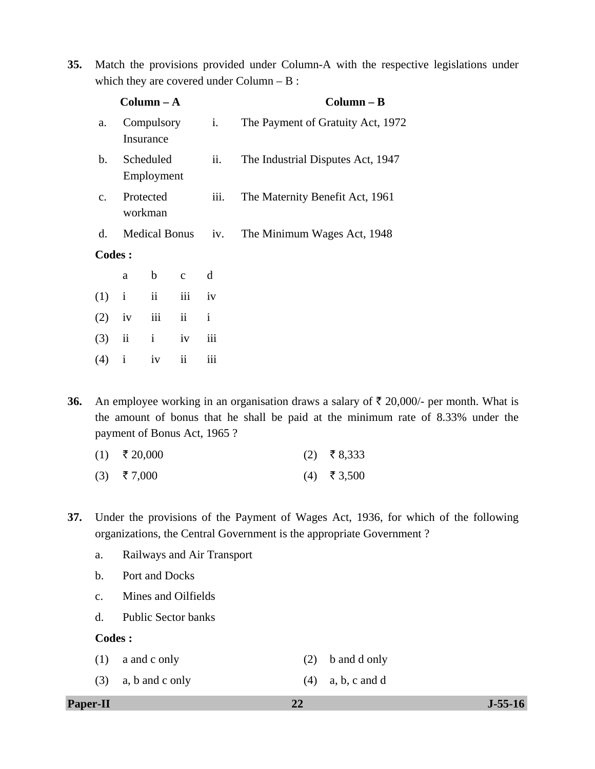**35.** Match the provisions provided under Column-A with the respective legislations under which they are covered under Column – B :

| | Column – A | | Column – B |
|---|---|---|---|
| a. | Compulsory Insurance | i. | The Payment of Gratuity Act, 1972 |
| b. | Scheduled Employment | ii. | The Industrial Disputes Act, 1947 |
| c. | Protected workman | iii. | The Maternity Benefit Act, 1961 |
| d. | Medical Bonus | iv. | The Minimum Wages Act, 1948 |

**Codes :**

| | a | b | c | d |
|---|---|---|---|---|
| (1) | i | ii | iii | iv |
| (2) | iv | iii | ii | i |
| (3) | ii | i | iv | iii |
| (4) | i | iv | ii | iii |

**36.** An employee working in an organisation draws a salary of ₹ 20,000/- per month. What is the amount of bonus that he shall be paid at the minimum rate of 8.33% under the payment of Bonus Act, 1965 ?

(1) ₹ 20,000
(2) ₹ 8,333
(3) ₹ 7,000
(4) ₹ 3,500

**37.** Under the provisions of the Payment of Wages Act, 1936, for which of the following organizations, the Central Government is the appropriate Government ?

a. Railways and Air Transport
b. Port and Docks
c. Mines and Oilfields
d. Public Sector banks

**Codes :**

(1) a and c only
(2) b and d only
(3) a, b and c only
(4) a, b, c and d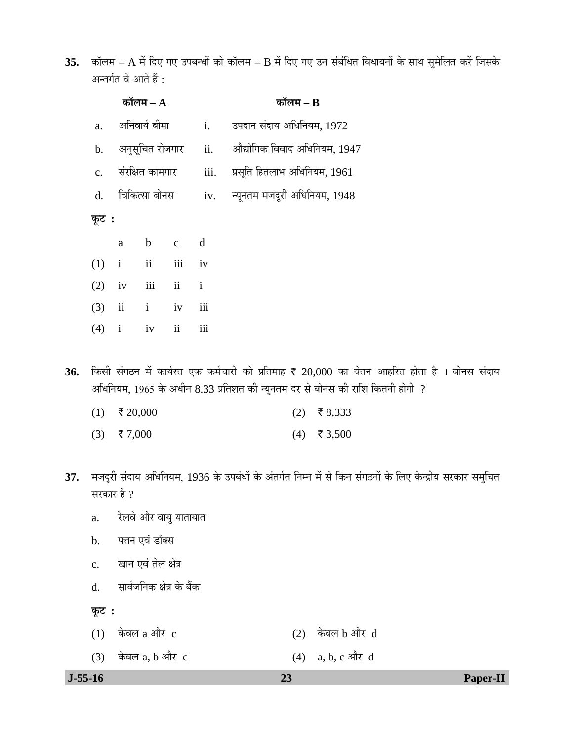**35.** कॉलम – A में दिए गए उपबन्धों को कॉलम – B में दिए गए उन संबंधित विधायनों के साथ सुमेलित करें जिसके अन्तर्गत वे आते हैं :

| | कॉलम – A | | कॉलम – B |
|---|---|---|---|
| a. | अनिवार्य बीमा | i. | उपदान संदाय अधिनियम, 1972 |
| b. | अनुसूचित रोजगार | ii. | औद्योगिक विवाद अधिनियम, 1947 |
| c. | संरक्षित कामगार | iii. | प्रसूति हितलाभ अधिनियम, 1961 |
| d. | चिकित्सा बोनस | iv. | न्यूनतम मजदूरी अधिनियम, 1948 |

**कूट :**

| | a | b | c | d |
|---|---|---|---|---|
| (1) | i | ii | iii | iv |
| (2) | iv | iii | ii | i |
| (3) | ii | i | iv | iii |
| (4) | i | iv | ii | iii |

**36.** किसी संगठन में कार्यरत एक कर्मचारी को प्रतिमाह ₹ 20,000 का वेतन आहरित होता है । बोनस संदाय अधिनियम, 1965 के अधीन 8.33 प्रतिशत की न्यूनतम दर से बोनस की राशि कितनी होगी ?

(1) ₹ 20,000
(2) ₹ 8,333
(3) ₹ 7,000
(4) ₹ 3,500

**37.** मजदूरी संदाय अधिनियम, 1936 के उपबंधों के अंतर्गत निम्न में से किन संगठनों के लिए केन्द्रीय सरकार समुचित सरकार है ?

a. रेलवे और वायु यातायात

b. पत्तन एवं डॉक्स

c. खान एवं तेल क्षेत्र

d. सार्वजनिक क्षेत्र के बैंक

**कूट :**

(1) केवल a और c
(2) केवल b और d
(3) केवल a, b और c
(4) a, b, c और d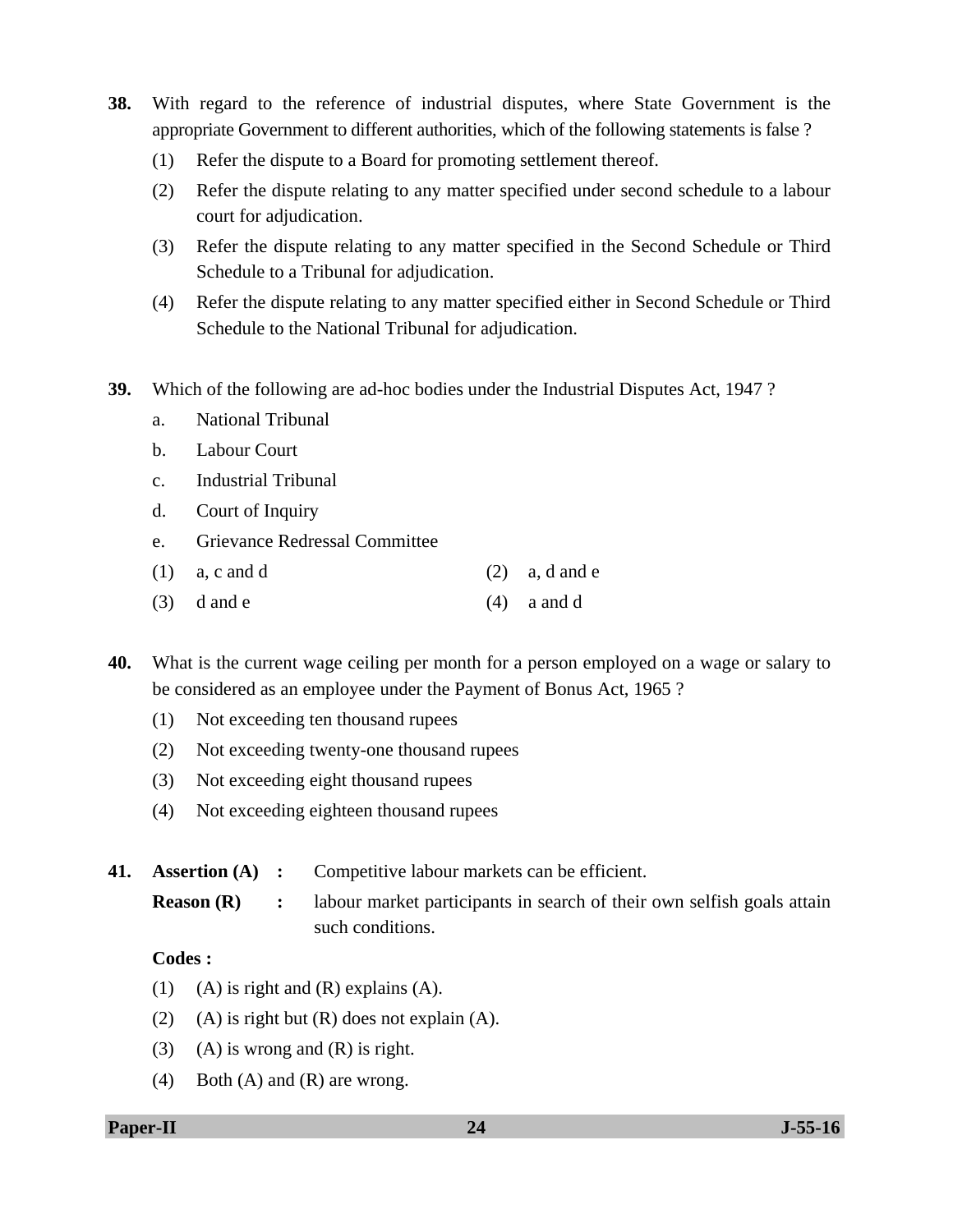**38.** With regard to the reference of industrial disputes, where State Government is the appropriate Government to different authorities, which of the following statements is false ?

(1) Refer the dispute to a Board for promoting settlement thereof.

(2) Refer the dispute relating to any matter specified under second schedule to a labour court for adjudication.

(3) Refer the dispute relating to any matter specified in the Second Schedule or Third Schedule to a Tribunal for adjudication.

(4) Refer the dispute relating to any matter specified either in Second Schedule or Third Schedule to the National Tribunal for adjudication.

**39.** Which of the following are ad-hoc bodies under the Industrial Disputes Act, 1947 ?

a. National Tribunal

b. Labour Court

c. Industrial Tribunal

d. Court of Inquiry

e. Grievance Redressal Committee

(1) a, c and d  (2) a, d and e

(3) d and e  (4) a and d

**40.** What is the current wage ceiling per month for a person employed on a wage or salary to be considered as an employee under the Payment of Bonus Act, 1965 ?

(1) Not exceeding ten thousand rupees

(2) Not exceeding twenty-one thousand rupees

(3) Not exceeding eight thousand rupees

(4) Not exceeding eighteen thousand rupees

**41.** **Assertion (A) :** Competitive labour markets can be efficient.

**Reason (R) :** labour market participants in search of their own selfish goals attain such conditions.

**Codes :**

(1) (A) is right and (R) explains (A).

(2) (A) is right but (R) does not explain (A).

(3) (A) is wrong and (R) is right.

(4) Both (A) and (R) are wrong.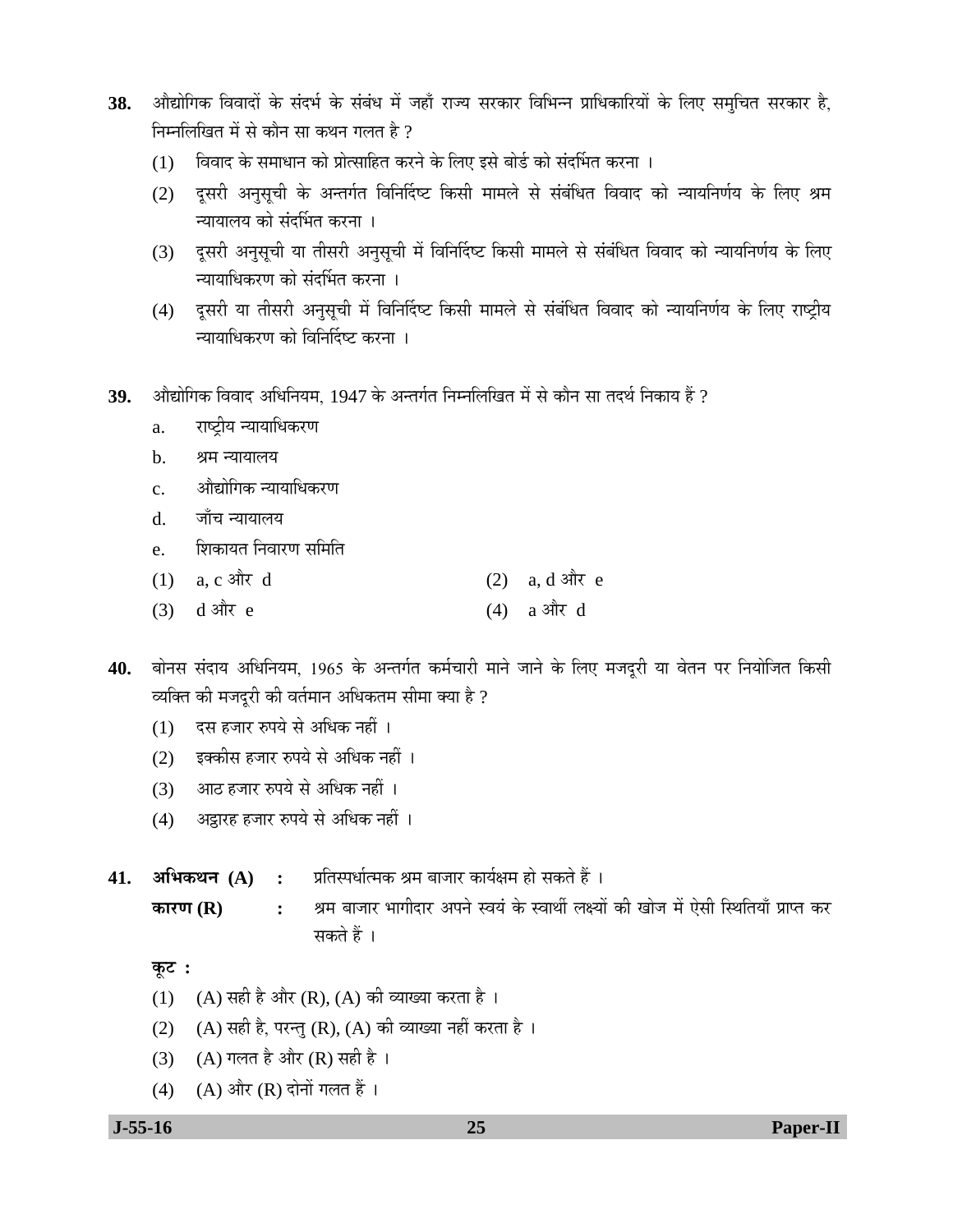**38.** औद्योगिक विवादों के संदर्भ के संबंध में जहाँ राज्य सरकार विभिन्न प्राधिकारियों के लिए समुचित सरकार है, निम्नलिखित में से कौन सा कथन गलत है ?

(1) विवाद के समाधान को प्रोत्साहित करने के लिए इसे बोर्ड को संदर्भित करना ।

(2) दूसरी अनुसूची के अन्तर्गत विनिर्दिष्ट किसी मामले से संबंधित विवाद को न्यायनिर्णय के लिए श्रम न्यायालय को संदर्भित करना ।

(3) दूसरी अनुसूची या तीसरी अनुसूची में विनिर्दिष्ट किसी मामले से संबंधित विवाद को न्यायनिर्णय के लिए न्यायाधिकरण को संदर्भित करना ।

(4) दूसरी या तीसरी अनुसूची में विनिर्दिष्ट किसी मामले से संबंधित विवाद को न्यायनिर्णय के लिए राष्ट्रीय न्यायाधिकरण को विनिर्दिष्ट करना ।

**39.** औद्योगिक विवाद अधिनियम, 1947 के अन्तर्गत निम्नलिखित में से कौन सा तदर्थ निकाय हैं ?

a. राष्ट्रीय न्यायाधिकरण

b. श्रम न्यायालय

c. औद्योगिक न्यायाधिकरण

d. जाँच न्यायालय

e. शिकायत निवारण समिति

(1) a, c और d  (2) a, d और e

(3) d और e  (4) a और d

**40.** बोनस संदाय अधिनियम, 1965 के अन्तर्गत कर्मचारी माने जाने के लिए मजदूरी या वेतन पर नियोजित किसी व्यक्ति की मजदूरी की वर्तमान अधिकतम सीमा क्या है ?

(1) दस हजार रुपये से अधिक नहीं ।

(2) इक्कीस हजार रुपये से अधिक नहीं ।

(3) आठ हजार रुपये से अधिक नहीं ।

(4) अट्ठारह हजार रुपये से अधिक नहीं ।

**41.** **अभिकथन (A)** : प्रतिस्पर्धात्मक श्रम बाजार कार्यक्षम हो सकते हैं ।

**कारण (R)** : श्रम बाजार भागीदार अपने स्वयं के स्वार्थी लक्ष्यों की खोज में ऐसी स्थितियाँ प्राप्त कर सकते हैं ।

**कूट :**

(1) (A) सही है और (R), (A) की व्याख्या करता है ।

(2) (A) सही है, परन्तु (R), (A) की व्याख्या नहीं करता है ।

(3) (A) गलत है और (R) सही है ।

(4) (A) और (R) दोनों गलत हैं ।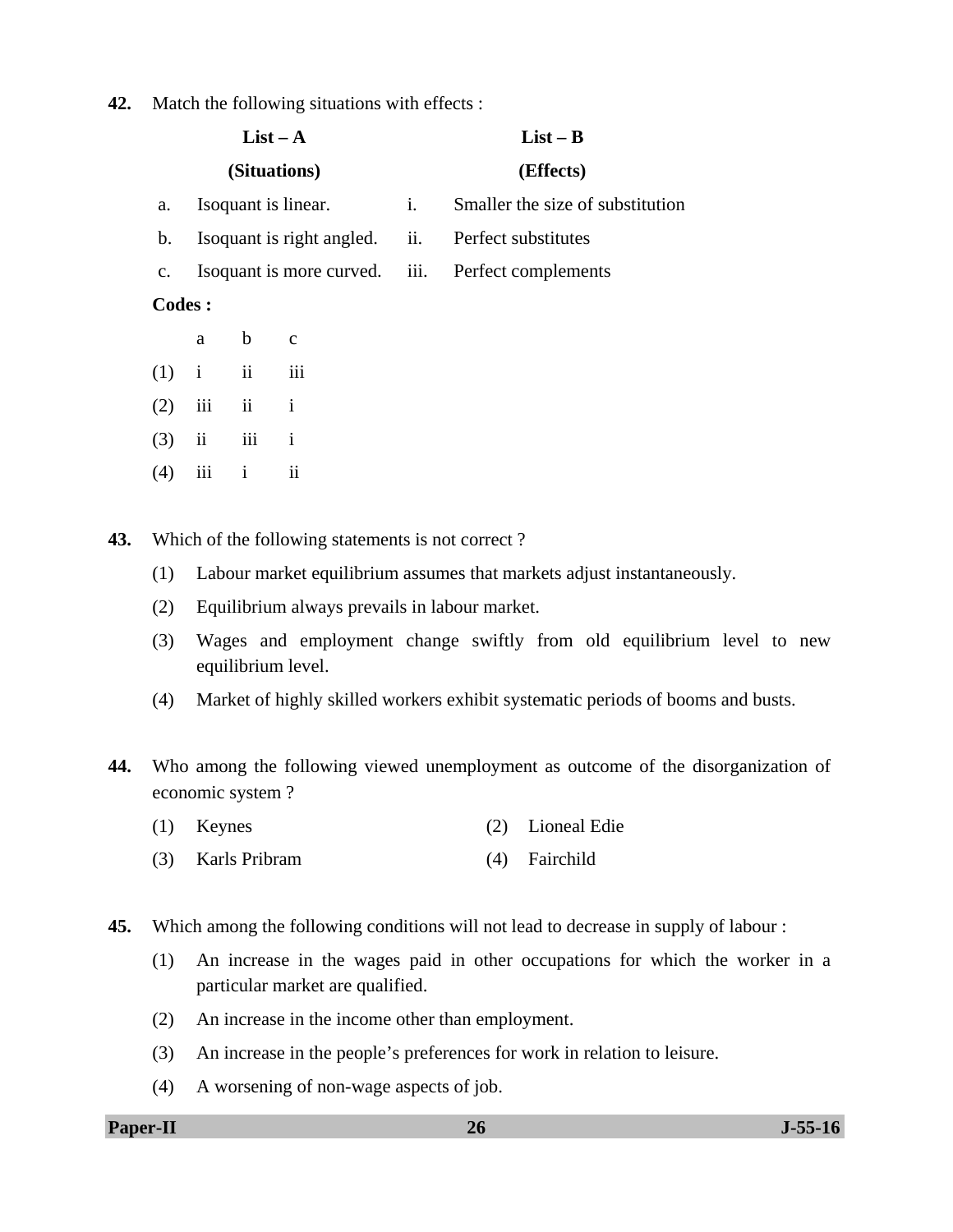**42.** Match the following situations with effects :

| | List – A (Situations) | | List – B (Effects) |
|---|---|---|---|
| a. | Isoquant is linear. | i. | Smaller the size of substitution |
| b. | Isoquant is right angled. | ii. | Perfect substitutes |
| c. | Isoquant is more curved. | iii. | Perfect complements |

**Codes :**

| | a | b | c |
|---|---|---|---|
| (1) | i | ii | iii |
| (2) | iii | ii | i |
| (3) | ii | iii | i |
| (4) | iii | i | ii |

**43.** Which of the following statements is not correct ?

(1) Labour market equilibrium assumes that markets adjust instantaneously.

(2) Equilibrium always prevails in labour market.

(3) Wages and employment change swiftly from old equilibrium level to new equilibrium level.

(4) Market of highly skilled workers exhibit systematic periods of booms and busts.

**44.** Who among the following viewed unemployment as outcome of the disorganization of economic system ?

(1) Keynes

(2) Lioneal Edie

(3) Karls Pribram

(4) Fairchild

**45.** Which among the following conditions will not lead to decrease in supply of labour :

(1) An increase in the wages paid in other occupations for which the worker in a particular market are qualified.

(2) An increase in the income other than employment.

(3) An increase in the people's preferences for work in relation to leisure.

(4) A worsening of non-wage aspects of job.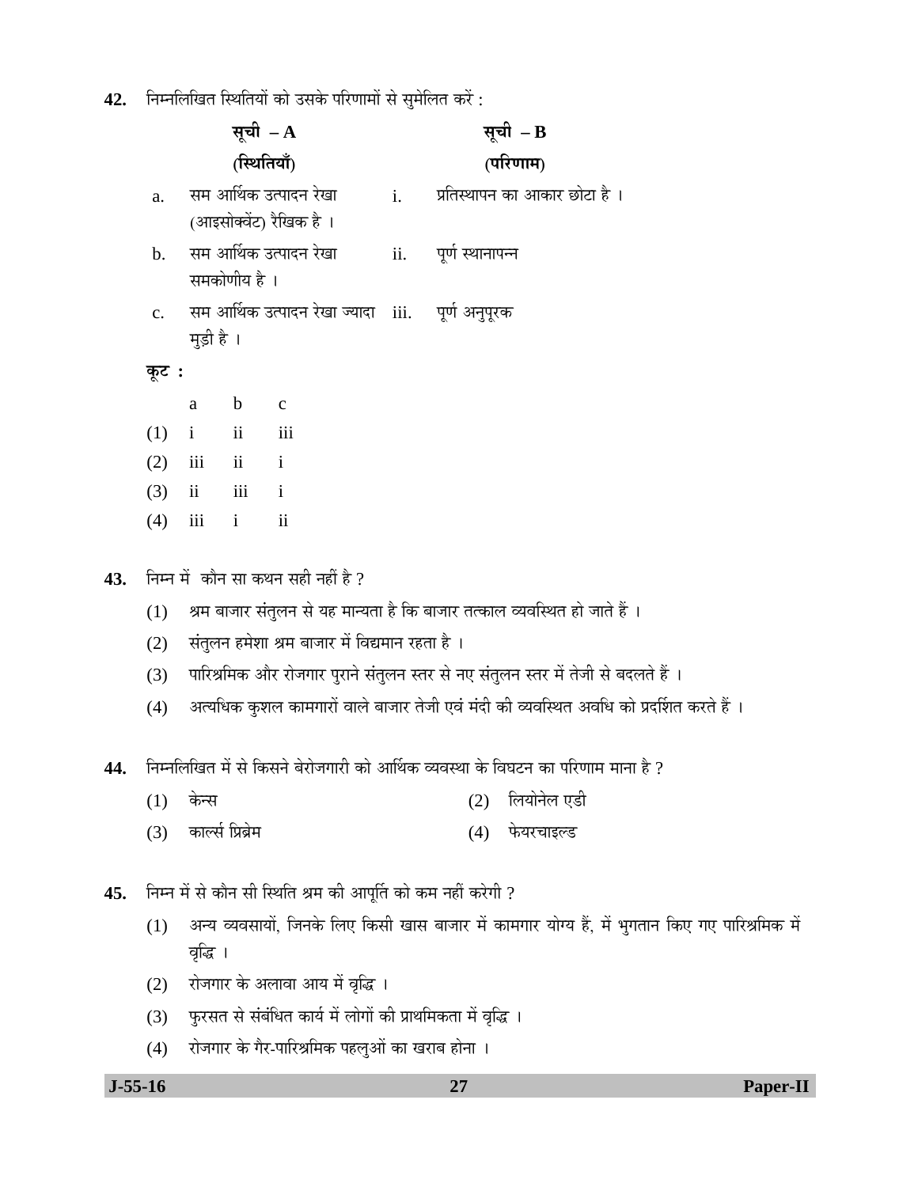**42.** निम्नलिखित स्थितियों को उसके परिणामों से सुमेलित करें :

| | सूची – A (स्थितियाँ) | | सूची – B (परिणाम) |
|---|---|---|---|
| a. | सम आर्थिक उत्पादन रेखा (आइसोक्वेंट) रैखिक है । | i. | प्रतिस्थापन का आकार छोटा है । |
| b. | सम आर्थिक उत्पादन रेखा समकोणीय है । | ii. | पूर्ण स्थानापन्न |
| c. | सम आर्थिक उत्पादन रेखा ज्यादा मुड़ी है । | iii. | पूर्ण अनुपूरक |

**कूट :**

| | a | b | c |
|---|---|---|---|
| (1) | i | ii | iii |
| (2) | iii | ii | i |
| (3) | ii | iii | i |
| (4) | iii | i | ii |

**43.** निम्न में कौन सा कथन सही नहीं है ?

(1) श्रम बाजार संतुलन से यह मान्यता है कि बाजार तत्काल व्यवस्थित हो जाते हैं ।

(2) संतुलन हमेशा श्रम बाजार में विद्यमान रहता है ।

(3) पारिश्रमिक और रोजगार पुराने संतुलन स्तर से नए संतुलन स्तर में तेजी से बदलते हैं ।

(4) अत्यधिक कुशल कामगारों वाले बाजार तेजी एवं मंदी की व्यवस्थित अवधि को प्रदर्शित करते हैं ।

**44.** निम्नलिखित में से किसने बेरोजगारी को आर्थिक व्यवस्था के विघटन का परिणाम माना है ?

(1) केन्स

(2) लियोनेल एडी

(3) कार्ल्स प्रिब्रेम

(4) फेयरचाइल्ड

**45.** निम्न में से कौन सी स्थिति श्रम की आपूर्ति को कम नहीं करेगी ?

(1) अन्य व्यवसायों, जिनके लिए किसी खास बाजार में कामगार योग्य हैं, में भुगतान किए गए पारिश्रमिक में वृद्धि ।

(2) रोजगार के अलावा आय में वृद्धि ।

(3) फुरसत से संबंधित कार्य में लोगों की प्राथमिकता में वृद्धि ।

(4) रोजगार के गैर-पारिश्रमिक पहलुओं का खराब होना ।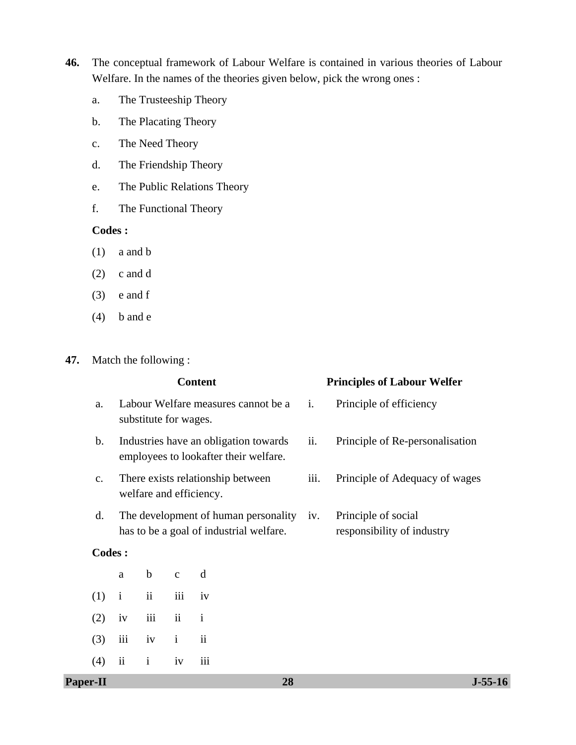**46.** The conceptual framework of Labour Welfare is contained in various theories of Labour Welfare. In the names of the theories given below, pick the wrong ones :

a. The Trusteeship Theory

b. The Placating Theory

c. The Need Theory

d. The Friendship Theory

e. The Public Relations Theory

f. The Functional Theory

**Codes :**

(1) a and b

(2) c and d

(3) e and f

(4) b and e

**47.** Match the following :

| | Content | | Principles of Labour Welfer |
|---|---|---|---|
| a. | Labour Welfare measures cannot be a substitute for wages. | i. | Principle of efficiency |
| b. | Industries have an obligation towards employees to lookafter their welfare. | ii. | Principle of Re-personalisation |
| c. | There exists relationship between welfare and efficiency. | iii. | Principle of Adequacy of wages |
| d. | The development of human personality has to be a goal of industrial welfare. | iv. | Principle of social responsibility of industry |

**Codes :**

| | a | b | c | d |
|---|---|---|---|---|
| (1) | i | ii | iii | iv |
| (2) | iv | iii | ii | i |
| (3) | iii | iv | i | ii |
| (4) | ii | i | iv | iii |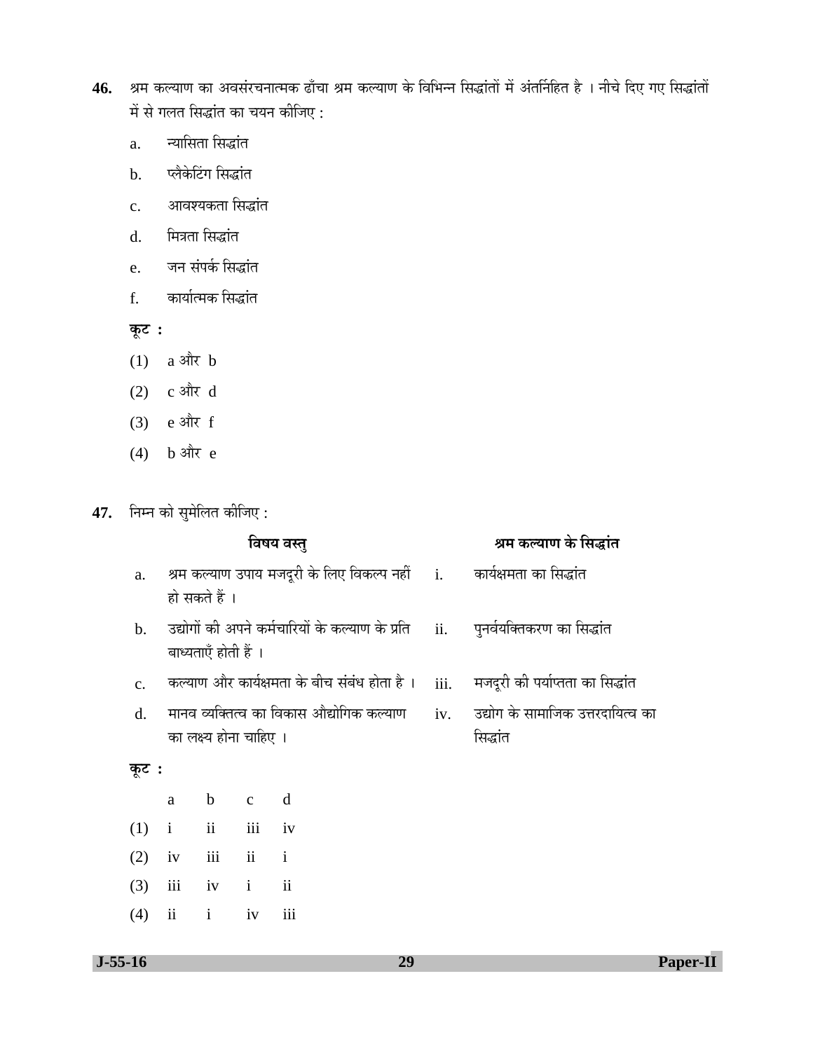46. श्रम कल्याण का अवसंरचनात्मक ढाँचा श्रम कल्याण के विभिन्न सिद्धांतों में अंतर्निहित है । नीचे दिए गए सिद्धांतों में से गलत सिद्धांत का चयन कीजिए :

a. न्यासिता सिद्धांत

b. प्लैकेटिंग सिद्धांत

c. आवश्यकता सिद्धांत

d. मित्रता सिद्धांत

e. जन संपर्क सिद्धांत

f. कार्यात्मक सिद्धांत

**कूट :**

(1) a और b

(2) c और d

(3) e और f

(4) b और e

47. निम्न को सुमेलित कीजिए :

| | विषय वस्तु | | श्रम कल्याण के सिद्धांत |
|---|---|---|---|
| a. | श्रम कल्याण उपाय मजदूरी के लिए विकल्प नहीं हो सकते हैं । | i. | कार्यक्षमता का सिद्धांत |
| b. | उद्योगों की अपने कर्मचारियों के कल्याण के प्रति बाध्यताएँ होती हैं । | ii. | पुनर्वयक्तिकरण का सिद्धांत |
| c. | कल्याण और कार्यक्षमता के बीच संबंध होता है । | iii. | मजदूरी की पर्याप्तता का सिद्धांत |
| d. | मानव व्यक्तित्व का विकास औद्योगिक कल्याण का लक्ष्य होना चाहिए । | iv. | उद्योग के सामाजिक उत्तरदायित्व का सिद्धांत |

**कूट :**

| | a | b | c | d |
|---|---|---|---|---|
| (1) | i | ii | iii | iv |
| (2) | iv | iii | ii | i |
| (3) | iii | iv | i | ii |
| (4) | ii | i | iv | iii |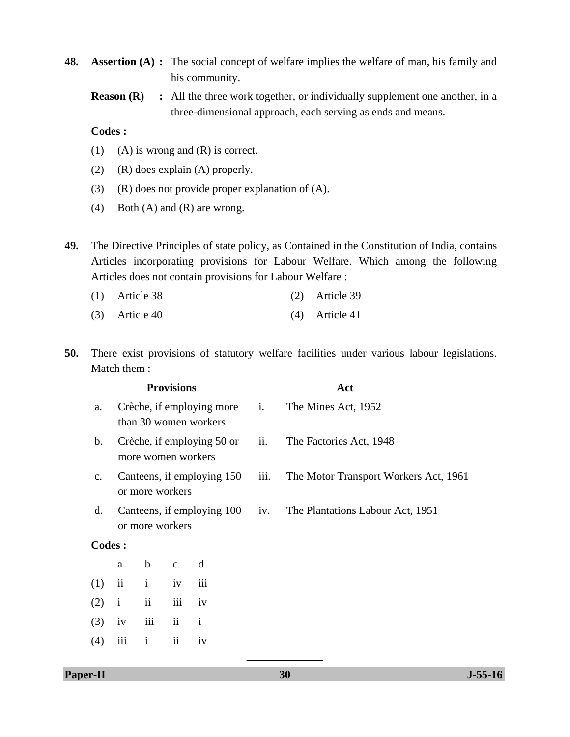**48.** **Assertion (A) :** The social concept of welfare implies the welfare of man, his family and his community.

**Reason (R) :** All the three work together, or individually supplement one another, in a three-dimensional approach, each serving as ends and means.

**Codes :**

(1) (A) is wrong and (R) is correct.

(2) (R) does explain (A) properly.

(3) (R) does not provide proper explanation of (A).

(4) Both (A) and (R) are wrong.

**49.** The Directive Principles of state policy, as Contained in the Constitution of India, contains Articles incorporating provisions for Labour Welfare. Which among the following Articles does not contain provisions for Labour Welfare :

(1) Article 38

(2) Article 39

(3) Article 40

(4) Article 41

**50.** There exist provisions of statutory welfare facilities under various labour legislations. Match them :

| | Provisions | | Act |
|---|---|---|---|
| a. | Crèche, if employing more than 30 women workers | i. | The Mines Act, 1952 |
| b. | Crèche, if employing 50 or more women workers | ii. | The Factories Act, 1948 |
| c. | Canteens, if employing 150 or more workers | iii. | The Motor Transport Workers Act, 1961 |
| d. | Canteens, if employing 100 or more workers | iv. | The Plantations Labour Act, 1951 |

**Codes :**

| | a | b | c | d |
|---|---|---|---|---|
| (1) | ii | i | iv | iii |
| (2) | i | ii | iii | iv |
| (3) | iv | iii | ii | i |
| (4) | iii | i | ii | iv |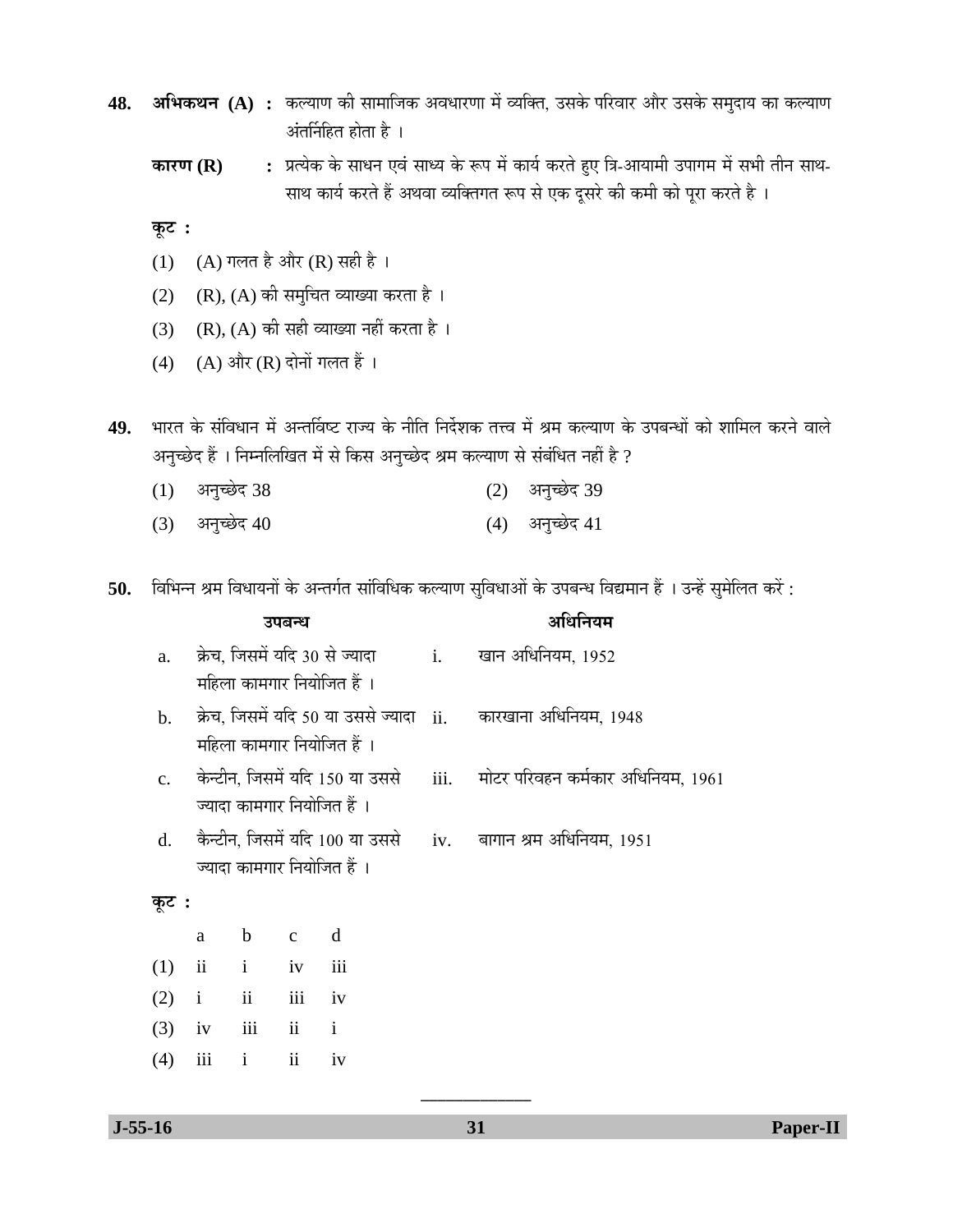**48.** **अभिकथन (A) :** कल्याण की सामाजिक अवधारणा में व्यक्ति, उसके परिवार और उसके समुदाय का कल्याण अंतर्निहित होता है ।

**कारण (R) :** प्रत्येक के साधन एवं साध्य के रूप में कार्य करते हुए त्रि-आयामी उपागम में सभी तीन साथ-साथ कार्य करते हैं अथवा व्यक्तिगत रूप से एक दूसरे की कमी को पूरा करते है ।

**कूट :**

(1) (A) गलत है और (R) सही है ।

(2) (R), (A) की समुचित व्याख्या करता है ।

(3) (R), (A) की सही व्याख्या नहीं करता है ।

(4) (A) और (R) दोनों गलत हैं ।

**49.** भारत के संविधान में अन्तर्विष्ट राज्य के नीति निर्देशक तत्त्व में श्रम कल्याण के उपबन्धों को शामिल करने वाले अनुच्छेद हैं । निम्नलिखित में से किस अनुच्छेद श्रम कल्याण से संबंधित नहीं है ?

(1) अनुच्छेद 38

(2) अनुच्छेद 39

(3) अनुच्छेद 40

(4) अनुच्छेद 41

**50.** विभिन्न श्रम विधायनों के अन्तर्गत सांविधिक कल्याण सुविधाओं के उपबन्ध विद्यमान हैं । उन्हें सुमेलित करें :

| | **उपबन्ध** | | **अधिनियम** |
|---|---|---|---|
| a. | क्रेच, जिसमें यदि 30 से ज्यादा महिला कामगार नियोजित हैं । | i. | खान अधिनियम, 1952 |
| b. | क्रेच, जिसमें यदि 50 या उससे ज्यादा महिला कामगार नियोजित हैं । | ii. | कारखाना अधिनियम, 1948 |
| c. | केन्टीन, जिसमें यदि 150 या उससे ज्यादा कामगार नियोजित हैं । | iii. | मोटर परिवहन कर्मकार अधिनियम, 1961 |
| d. | कैन्टीन, जिसमें यदि 100 या उससे ज्यादा कामगार नियोजित हैं । | iv. | बागान श्रम अधिनियम, 1951 |

**कूट :**

| | a | b | c | d |
|---|---|---|---|---|
| (1) | ii | i | iv | iii |
| (2) | i | ii | iii | iv |
| (3) | iv | iii | ii | i |
| (4) | iii | i | ii | iv |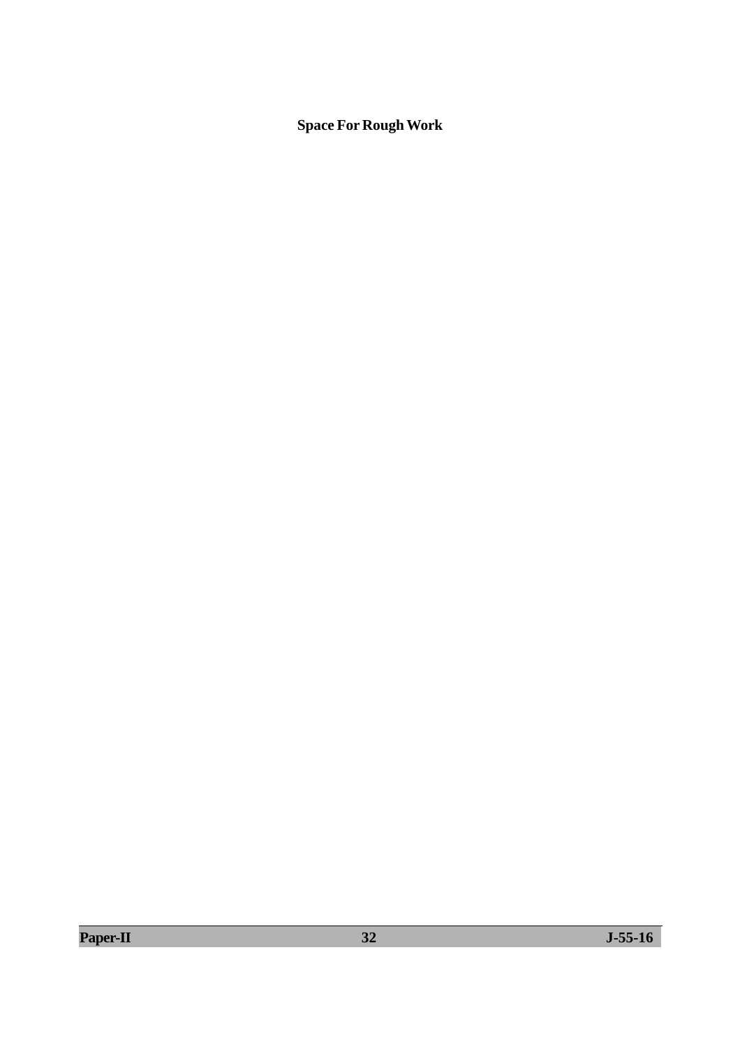**Space For Rough Work**